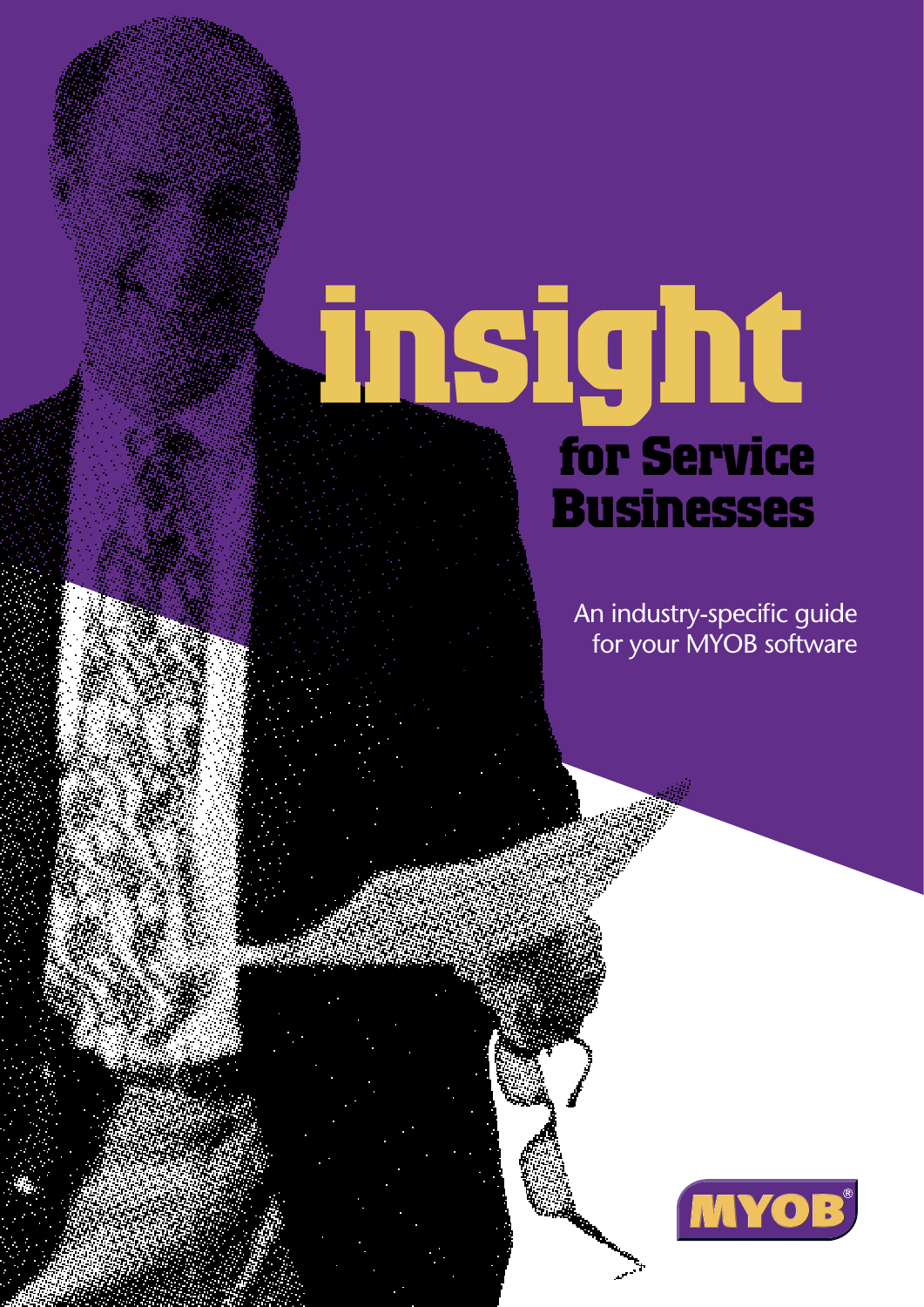# insight

## for Service Businesses

An industry-specific guide for your MYOB software

MYOB®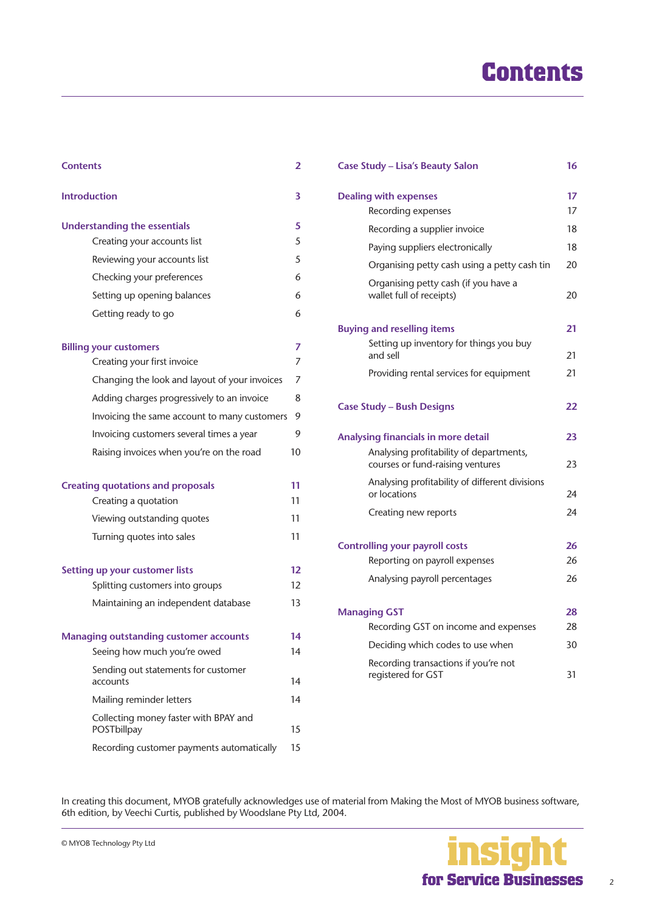# Contents

| | |
|---|---|
| **Contents** | **2** |
| **Introduction** | **3** |
| **Understanding the essentials** | **5** |
| Creating your accounts list | 5 |
| Reviewing your accounts list | 5 |
| Checking your preferences | 6 |
| Setting up opening balances | 6 |
| Getting ready to go | 6 |
| **Billing your customers** | **7** |
| Creating your first invoice | 7 |
| Changing the look and layout of your invoices | 7 |
| Adding charges progressively to an invoice | 8 |
| Invoicing the same account to many customers | 9 |
| Invoicing customers several times a year | 9 |
| Raising invoices when you're on the road | 10 |
| **Creating quotations and proposals** | **11** |
| Creating a quotation | 11 |
| Viewing outstanding quotes | 11 |
| Turning quotes into sales | 11 |
| **Setting up your customer lists** | **12** |
| Splitting customers into groups | 12 |
| Maintaining an independent database | 13 |
| **Managing outstanding customer accounts** | **14** |
| Seeing how much you're owed | 14 |
| Sending out statements for customer accounts | 14 |
| Mailing reminder letters | 14 |
| Collecting money faster with BPAY and POSTbillpay | 15 |
| Recording customer payments automatically | 15 |
| **Case Study – Lisa's Beauty Salon** | **16** |
| **Dealing with expenses** | **17** |
| Recording expenses | 17 |
| Recording a supplier invoice | 18 |
| Paying suppliers electronically | 18 |
| Organising petty cash using a petty cash tin | 20 |
| Organising petty cash (if you have a wallet full of receipts) | 20 |
| **Buying and reselling items** | **21** |
| Setting up inventory for things you buy and sell | 21 |
| Providing rental services for equipment | 21 |
| **Case Study – Bush Designs** | **22** |
| **Analysing financials in more detail** | **23** |
| Analysing profitability of departments, courses or fund-raising ventures | 23 |
| Analysing profitability of different divisions or locations | 24 |
| Creating new reports | 24 |
| **Controlling your payroll costs** | **26** |
| Reporting on payroll expenses | 26 |
| Analysing payroll percentages | 26 |
| **Managing GST** | **28** |
| Recording GST on income and expenses | 28 |
| Deciding which codes to use when | 30 |
| Recording transactions if you're not registered for GST | 31 |

In creating this document, MYOB gratefully acknowledges use of material from Making the Most of MYOB business software, 6th edition, by Veechi Curtis, published by Woodslane Pty Ltd, 2004.

© MYOB Technology Pty Ltd

insight for Service Businesses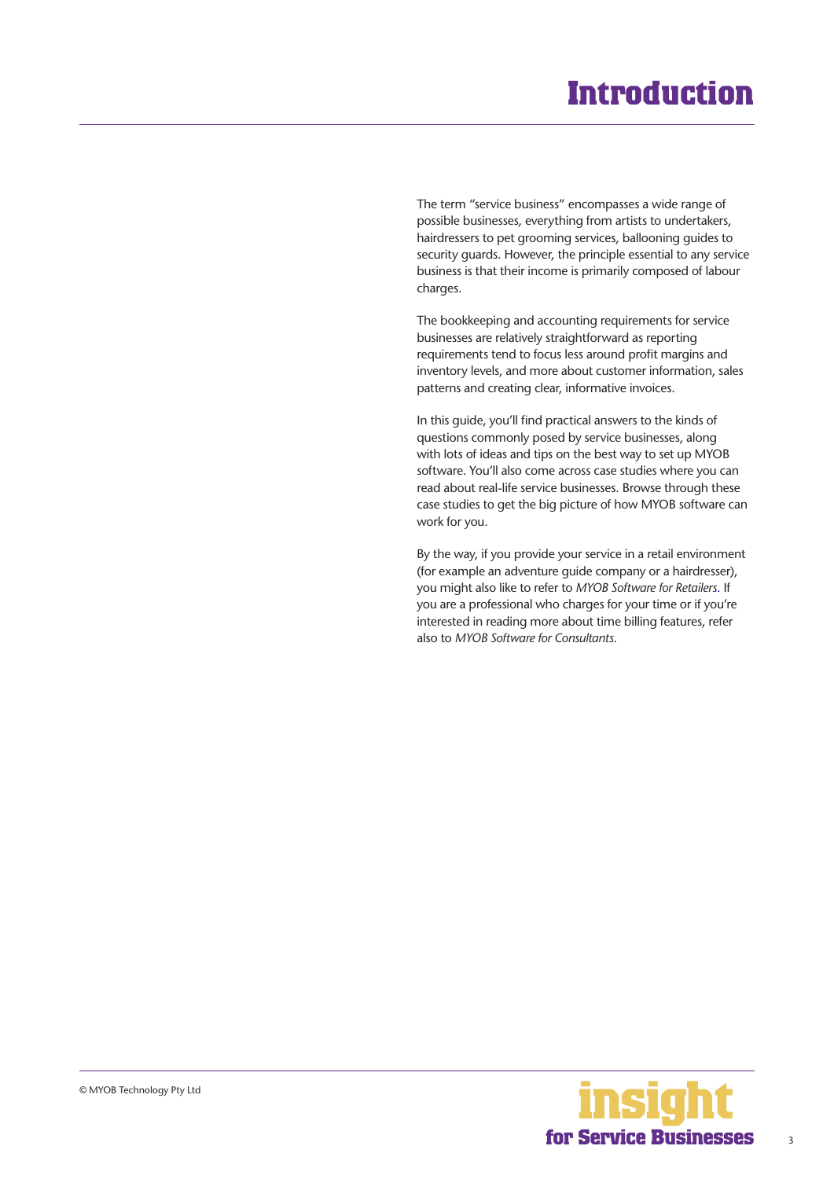# Introduction

The term "service business" encompasses a wide range of possible businesses, everything from artists to undertakers, hairdressers to pet grooming services, ballooning guides to security guards. However, the principle essential to any service business is that their income is primarily composed of labour charges.

The bookkeeping and accounting requirements for service businesses are relatively straightforward as reporting requirements tend to focus less around profit margins and inventory levels, and more about customer information, sales patterns and creating clear, informative invoices.

In this guide, you'll find practical answers to the kinds of questions commonly posed by service businesses, along with lots of ideas and tips on the best way to set up MYOB software. You'll also come across case studies where you can read about real-life service businesses. Browse through these case studies to get the big picture of how MYOB software can work for you.

By the way, if you provide your service in a retail environment (for example an adventure guide company or a hairdresser), you might also like to refer to *MYOB Software for Retailers*. If you are a professional who charges for your time or if you're interested in reading more about time billing features, refer also to *MYOB Software for Consultants*.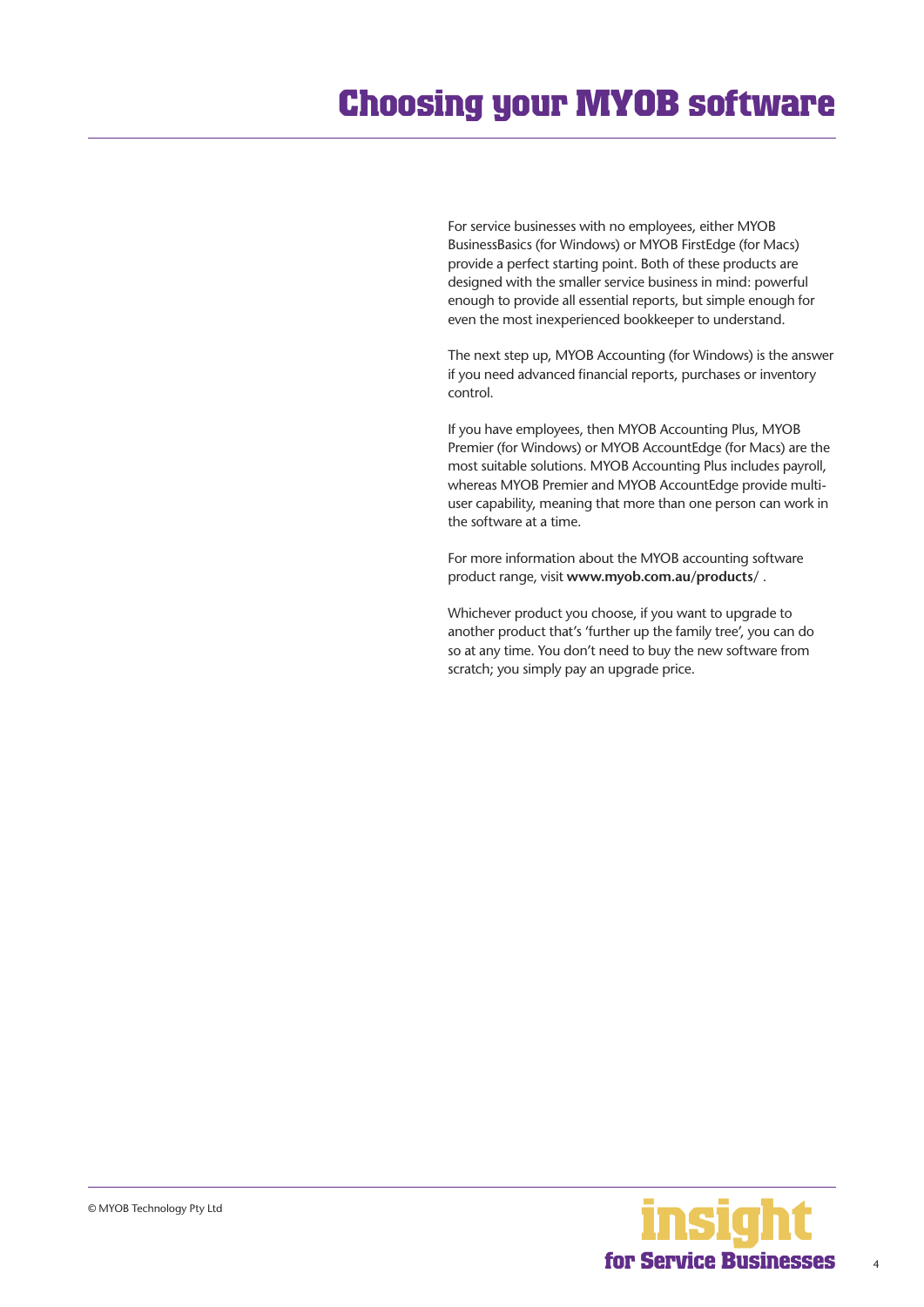# Choosing your MYOB software

For service businesses with no employees, either MYOB BusinessBasics (for Windows) or MYOB FirstEdge (for Macs) provide a perfect starting point. Both of these products are designed with the smaller service business in mind: powerful enough to provide all essential reports, but simple enough for even the most inexperienced bookkeeper to understand.

The next step up, MYOB Accounting (for Windows) is the answer if you need advanced financial reports, purchases or inventory control.

If you have employees, then MYOB Accounting Plus, MYOB Premier (for Windows) or MYOB AccountEdge (for Macs) are the most suitable solutions. MYOB Accounting Plus includes payroll, whereas MYOB Premier and MYOB AccountEdge provide multi-user capability, meaning that more than one person can work in the software at a time.

For more information about the MYOB accounting software product range, visit **www.myob.com.au/products/** .

Whichever product you choose, if you want to upgrade to another product that's 'further up the family tree', you can do so at any time. You don't need to buy the new software from scratch; you simply pay an upgrade price.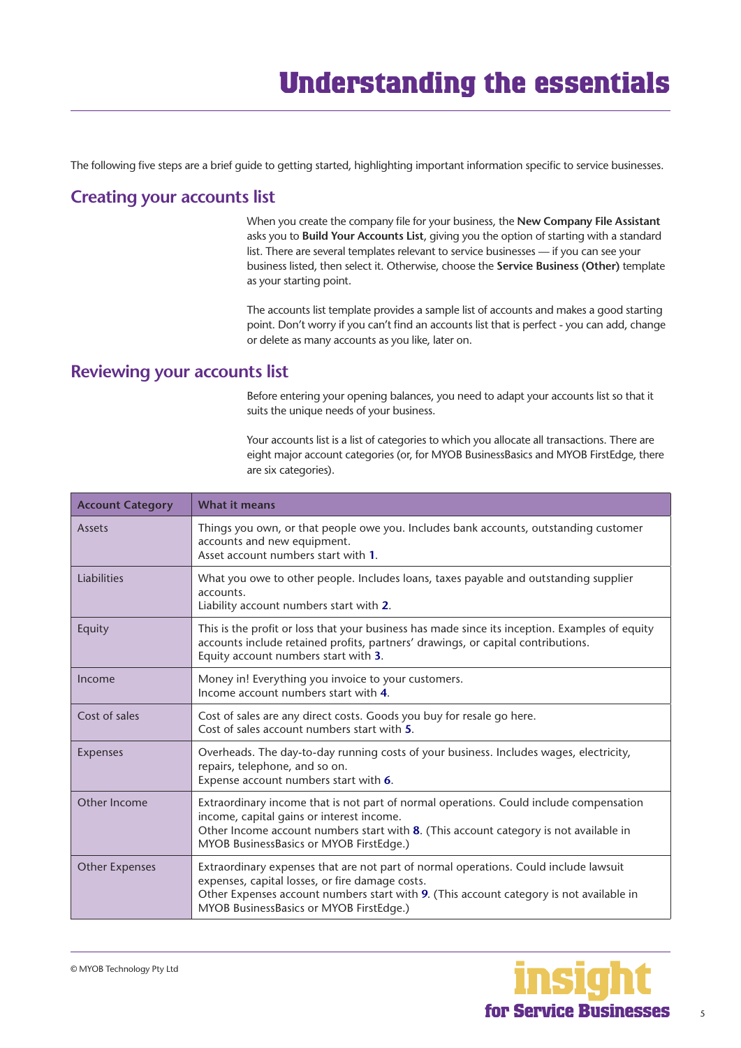# Understanding the essentials

The following five steps are a brief guide to getting started, highlighting important information specific to service businesses.

## Creating your accounts list

When you create the company file for your business, the **New Company File Assistant** asks you to **Build Your Accounts List**, giving you the option of starting with a standard list. There are several templates relevant to service businesses — if you can see your business listed, then select it. Otherwise, choose the **Service Business (Other)** template as your starting point.

The accounts list template provides a sample list of accounts and makes a good starting point. Don't worry if you can't find an accounts list that is perfect - you can add, change or delete as many accounts as you like, later on.

## Reviewing your accounts list

Before entering your opening balances, you need to adapt your accounts list so that it suits the unique needs of your business.

Your accounts list is a list of categories to which you allocate all transactions. There are eight major account categories (or, for MYOB BusinessBasics and MYOB FirstEdge, there are six categories).

| Account Category | What it means |
|---|---|
| Assets | Things you own, or that people owe you. Includes bank accounts, outstanding customer accounts and new equipment.<br>Asset account numbers start with **1**. |
| Liabilities | What you owe to other people. Includes loans, taxes payable and outstanding supplier accounts.<br>Liability account numbers start with **2**. |
| Equity | This is the profit or loss that your business has made since its inception. Examples of equity accounts include retained profits, partners' drawings, or capital contributions.<br>Equity account numbers start with **3**. |
| Income | Money in! Everything you invoice to your customers.<br>Income account numbers start with **4**. |
| Cost of sales | Cost of sales are any direct costs. Goods you buy for resale go here.<br>Cost of sales account numbers start with **5**. |
| Expenses | Overheads. The day-to-day running costs of your business. Includes wages, electricity, repairs, telephone, and so on.<br>Expense account numbers start with **6**. |
| Other Income | Extraordinary income that is not part of normal operations. Could include compensation income, capital gains or interest income.<br>Other Income account numbers start with **8**. (This account category is not available in MYOB BusinessBasics or MYOB FirstEdge.) |
| Other Expenses | Extraordinary expenses that are not part of normal operations. Could include lawsuit expenses, capital losses, or fire damage costs.<br>Other Expenses account numbers start with **9**. (This account category is not available in MYOB BusinessBasics or MYOB FirstEdge.) |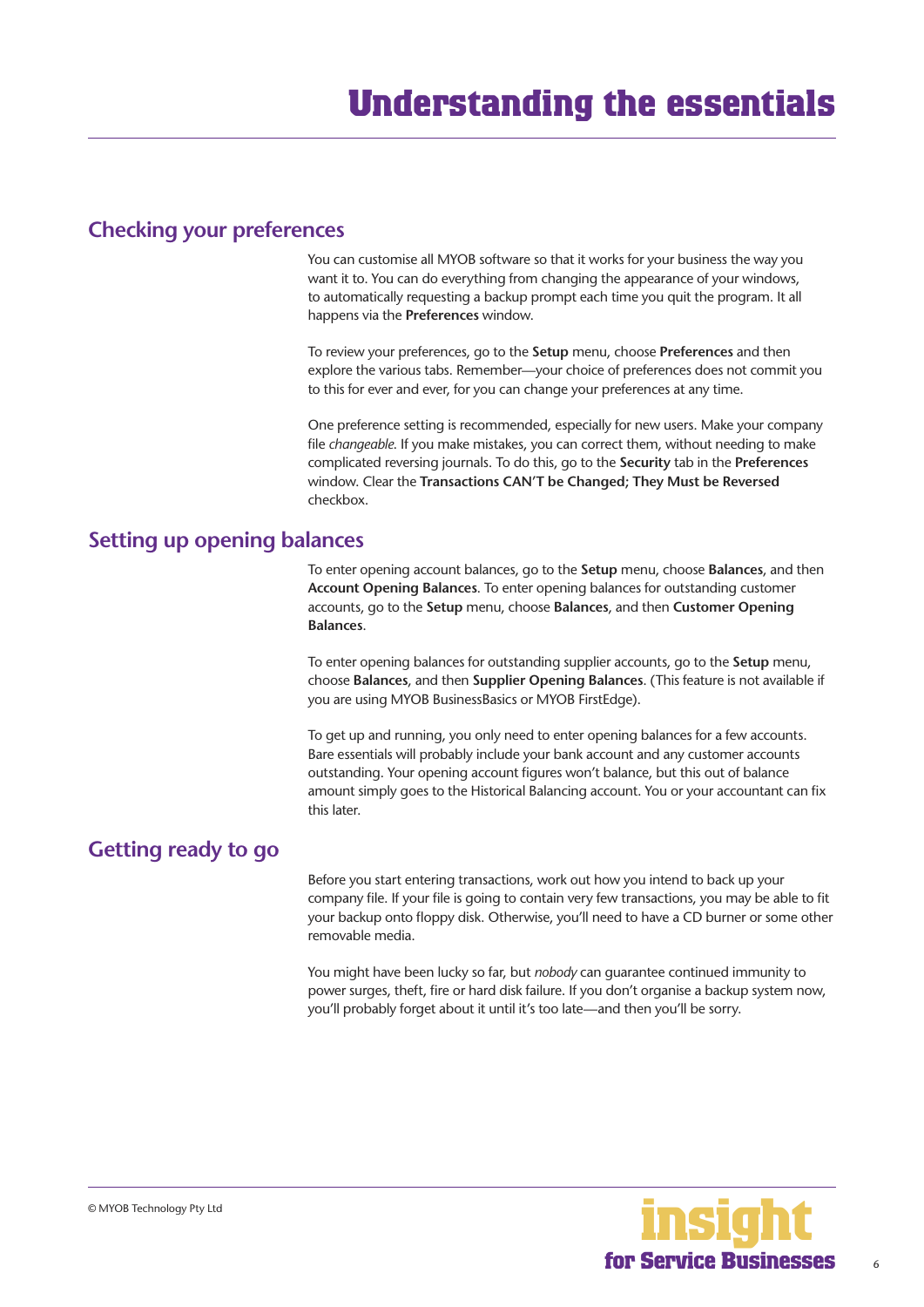# Understanding the essentials

## Checking your preferences

You can customise all MYOB software so that it works for your business the way you want it to. You can do everything from changing the appearance of your windows, to automatically requesting a backup prompt each time you quit the program. It all happens via the **Preferences** window.

To review your preferences, go to the **Setup** menu, choose **Preferences** and then explore the various tabs. Remember—your choice of preferences does not commit you to this for ever and ever, for you can change your preferences at any time.

One preference setting is recommended, especially for new users. Make your company file *changeable*. If you make mistakes, you can correct them, without needing to make complicated reversing journals. To do this, go to the **Security** tab in the **Preferences** window. Clear the **Transactions CAN'T be Changed; They Must be Reversed** checkbox.

## Setting up opening balances

To enter opening account balances, go to the **Setup** menu, choose **Balances**, and then **Account Opening Balances**. To enter opening balances for outstanding customer accounts, go to the **Setup** menu, choose **Balances**, and then **Customer Opening Balances**.

To enter opening balances for outstanding supplier accounts, go to the **Setup** menu, choose **Balances**, and then **Supplier Opening Balances**. (This feature is not available if you are using MYOB BusinessBasics or MYOB FirstEdge).

To get up and running, you only need to enter opening balances for a few accounts. Bare essentials will probably include your bank account and any customer accounts outstanding. Your opening account figures won't balance, but this out of balance amount simply goes to the Historical Balancing account. You or your accountant can fix this later.

## Getting ready to go

Before you start entering transactions, work out how you intend to back up your company file. If your file is going to contain very few transactions, you may be able to fit your backup onto floppy disk. Otherwise, you'll need to have a CD burner or some other removable media.

You might have been lucky so far, but *nobody* can guarantee continued immunity to power surges, theft, fire or hard disk failure. If you don't organise a backup system now, you'll probably forget about it until it's too late—and then you'll be sorry.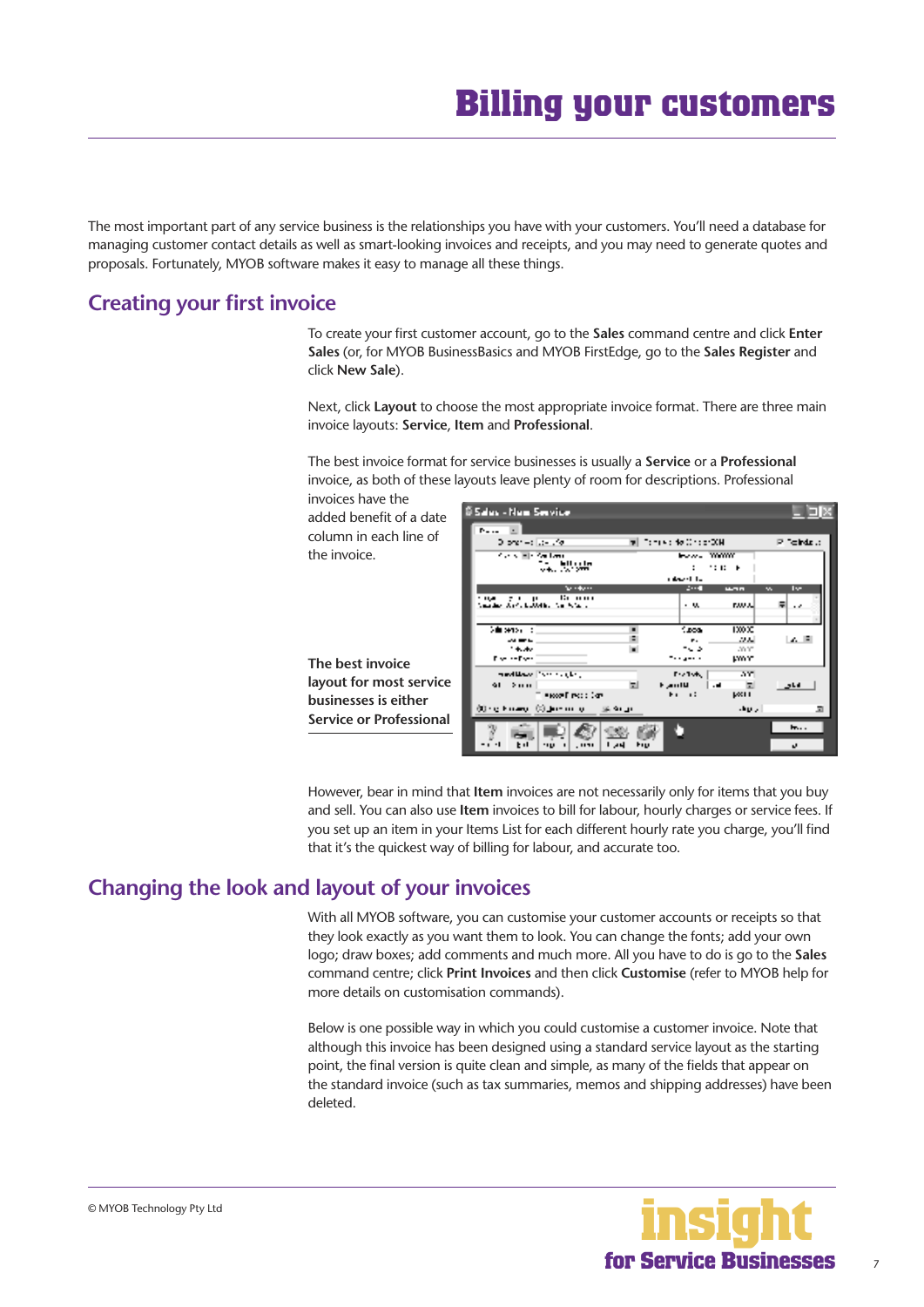# Billing your customers

The most important part of any service business is the relationships you have with your customers. You'll need a database for managing customer contact details as well as smart-looking invoices and receipts, and you may need to generate quotes and proposals. Fortunately, MYOB software makes it easy to manage all these things.

## Creating your first invoice

To create your first customer account, go to the **Sales** command centre and click **Enter Sales** (or, for MYOB BusinessBasics and MYOB FirstEdge, go to the **Sales Register** and click **New Sale**).

Next, click **Layout** to choose the most appropriate invoice format. There are three main invoice layouts: **Service**, **Item** and **Professional**.

The best invoice format for service businesses is usually a **Service** or a **Professional** invoice, as both of these layouts leave plenty of room for descriptions. Professional invoices have the added benefit of a date column in each line of the invoice.

**The best invoice layout for most service businesses is either Service or Professional**

However, bear in mind that **Item** invoices are not necessarily only for items that you buy and sell. You can also use **Item** invoices to bill for labour, hourly charges or service fees. If you set up an item in your Items List for each different hourly rate you charge, you'll find that it's the quickest way of billing for labour, and accurate too.

## Changing the look and layout of your invoices

With all MYOB software, you can customise your customer accounts or receipts so that they look exactly as you want them to look. You can change the fonts; add your own logo; draw boxes; add comments and much more. All you have to do is go to the **Sales** command centre; click **Print Invoices** and then click **Customise** (refer to MYOB help for more details on customisation commands).

Below is one possible way in which you could customise a customer invoice. Note that although this invoice has been designed using a standard service layout as the starting point, the final version is quite clean and simple, as many of the fields that appear on the standard invoice (such as tax summaries, memos and shipping addresses) have been deleted.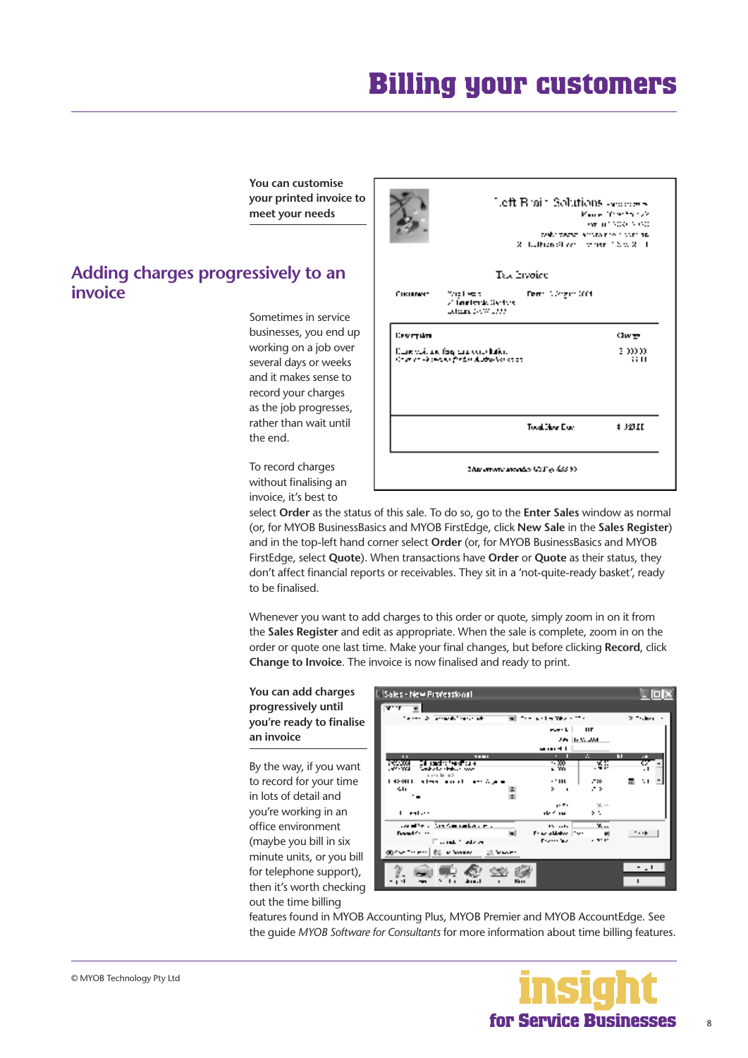# Billing your customers

**You can customise your printed invoice to meet your needs**

## Adding charges progressively to an invoice

Sometimes in service businesses, you end up working on a job over several days or weeks and it makes sense to record your charges as the job progresses, rather than wait until the end.

To record charges without finalising an invoice, it's best to select **Order** as the status of this sale. To do so, go to the **Enter Sales** window as normal (or, for MYOB BusinessBasics and MYOB FirstEdge, click **New Sale** in the **Sales Register**) and in the top-left hand corner select **Order** (or, for MYOB BusinessBasics and MYOB FirstEdge, select **Quote**). When transactions have **Order** or **Quote** as their status, they don't affect financial reports or receivables. They sit in a 'not-quite-ready basket', ready to be finalised.

Whenever you want to add charges to this order or quote, simply zoom in on it from the **Sales Register** and edit as appropriate. When the sale is complete, zoom in on the order or quote one last time. Make your final changes, but before clicking **Record**, click **Change to Invoice**. The invoice is now finalised and ready to print.

**You can add charges progressively until you're ready to finalise an invoice**

By the way, if you want to record for your time in lots of detail and you're working in an office environment (maybe you bill in six minute units, or you bill for telephone support), then it's worth checking out the time billing features found in MYOB Accounting Plus, MYOB Premier and MYOB AccountEdge. See the guide *MYOB Software for Consultants* for more information about time billing features.

© MYOB Technology Pty Ltd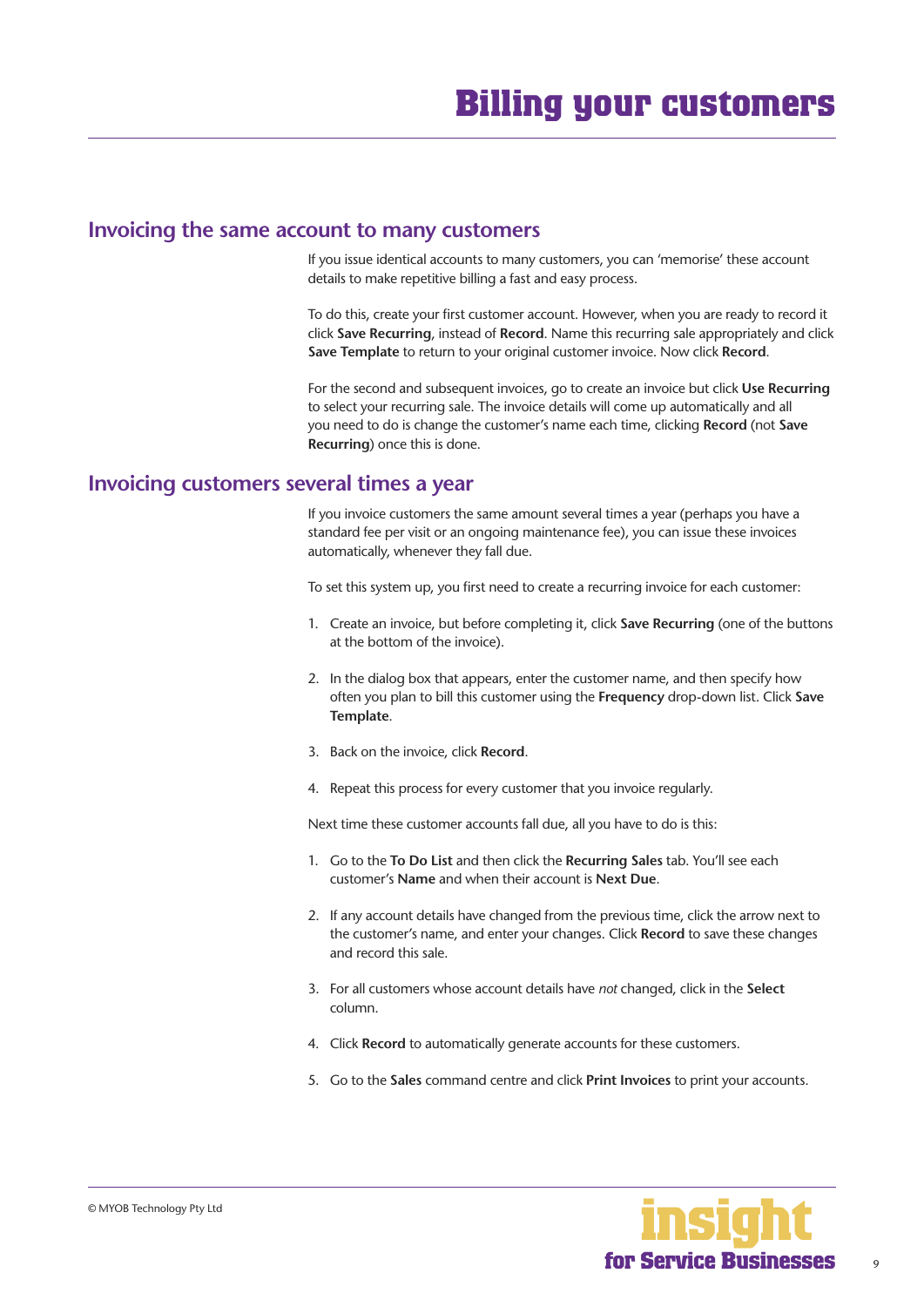# Billing your customers

## Invoicing the same account to many customers

If you issue identical accounts to many customers, you can 'memorise' these account details to make repetitive billing a fast and easy process.

To do this, create your first customer account. However, when you are ready to record it click **Save Recurring**, instead of **Record**. Name this recurring sale appropriately and click **Save Template** to return to your original customer invoice. Now click **Record**.

For the second and subsequent invoices, go to create an invoice but click **Use Recurring** to select your recurring sale. The invoice details will come up automatically and all you need to do is change the customer's name each time, clicking **Record** (not **Save Recurring**) once this is done.

## Invoicing customers several times a year

If you invoice customers the same amount several times a year (perhaps you have a standard fee per visit or an ongoing maintenance fee), you can issue these invoices automatically, whenever they fall due.

To set this system up, you first need to create a recurring invoice for each customer:

1. Create an invoice, but before completing it, click **Save Recurring** (one of the buttons at the bottom of the invoice).
2. In the dialog box that appears, enter the customer name, and then specify how often you plan to bill this customer using the **Frequency** drop-down list. Click **Save Template**.
3. Back on the invoice, click **Record**.
4. Repeat this process for every customer that you invoice regularly.

Next time these customer accounts fall due, all you have to do is this:

1. Go to the **To Do List** and then click the **Recurring Sales** tab. You'll see each customer's **Name** and when their account is **Next Due**.
2. If any account details have changed from the previous time, click the arrow next to the customer's name, and enter your changes. Click **Record** to save these changes and record this sale.
3. For all customers whose account details have *not* changed, click in the **Select** column.
4. Click **Record** to automatically generate accounts for these customers.
5. Go to the **Sales** command centre and click **Print Invoices** to print your accounts.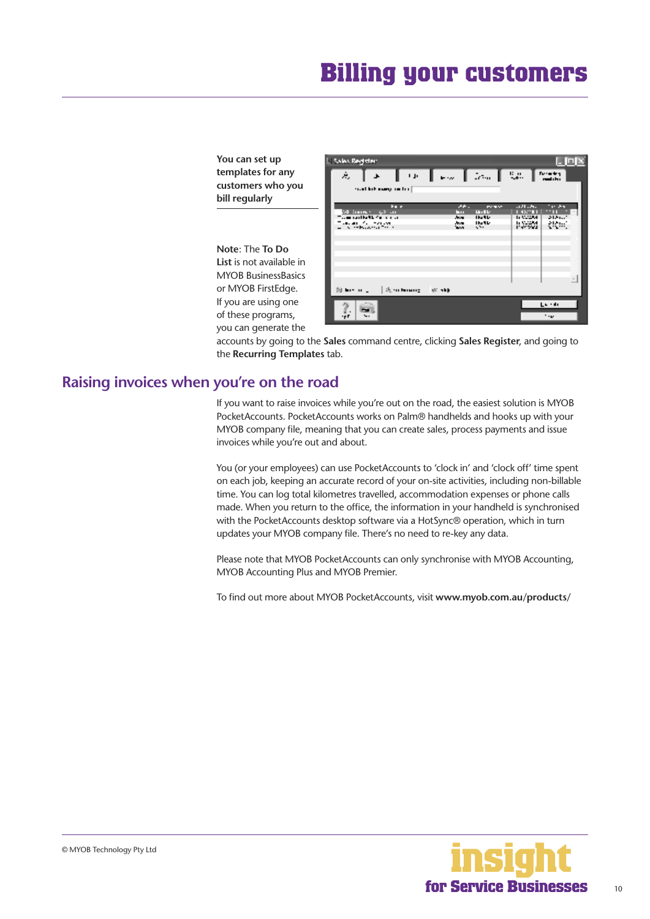# Billing your customers

**You can set up templates for any customers who you bill regularly**

**Note**: The **To Do List** is not available in MYOB BusinessBasics or MYOB FirstEdge. If you are using one of these programs, you can generate the accounts by going to the **Sales** command centre, clicking **Sales Register**, and going to the **Recurring Templates** tab.

## Raising invoices when you're on the road

If you want to raise invoices while you're out on the road, the easiest solution is MYOB PocketAccounts. PocketAccounts works on Palm® handhelds and hooks up with your MYOB company file, meaning that you can create sales, process payments and issue invoices while you're out and about.

You (or your employees) can use PocketAccounts to 'clock in' and 'clock off' time spent on each job, keeping an accurate record of your on-site activities, including non-billable time. You can log total kilometres travelled, accommodation expenses or phone calls made. When you return to the office, the information in your handheld is synchronised with the PocketAccounts desktop software via a HotSync® operation, which in turn updates your MYOB company file. There's no need to re-key any data.

Please note that MYOB PocketAccounts can only synchronise with MYOB Accounting, MYOB Accounting Plus and MYOB Premier.

To find out more about MYOB PocketAccounts, visit **www.myob.com.au/products/**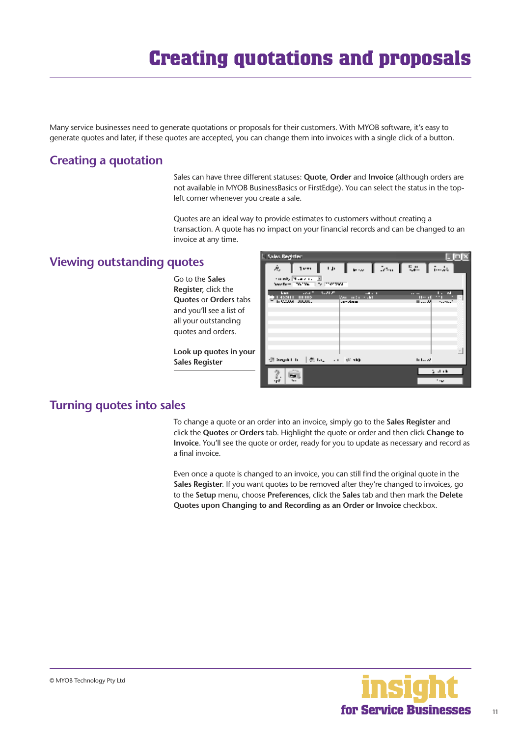# Creating quotations and proposals

Many service businesses need to generate quotations or proposals for their customers. With MYOB software, it's easy to generate quotes and later, if these quotes are accepted, you can change them into invoices with a single click of a button.

## Creating a quotation

Sales can have three different statuses: **Quote**, **Order** and **Invoice** (although orders are not available in MYOB BusinessBasics or FirstEdge). You can select the status in the top-left corner whenever you create a sale.

Quotes are an ideal way to provide estimates to customers without creating a transaction. A quote has no impact on your financial records and can be changed to an invoice at any time.

## Viewing outstanding quotes

Go to the **Sales Register**, click the **Quotes** or **Orders** tabs and you'll see a list of all your outstanding quotes and orders.

**Look up quotes in your Sales Register**

## Turning quotes into sales

To change a quote or an order into an invoice, simply go to the **Sales Register** and click the **Quotes** or **Orders** tab. Highlight the quote or order and then click **Change to Invoice**. You'll see the quote or order, ready for you to update as necessary and record as a final invoice.

Even once a quote is changed to an invoice, you can still find the original quote in the **Sales Register**. If you want quotes to be removed after they're changed to invoices, go to the **Setup** menu, choose **Preferences**, click the **Sales** tab and then mark the **Delete Quotes upon Changing to and Recording as an Order or Invoice** checkbox.

© MYOB Technology Pty Ltd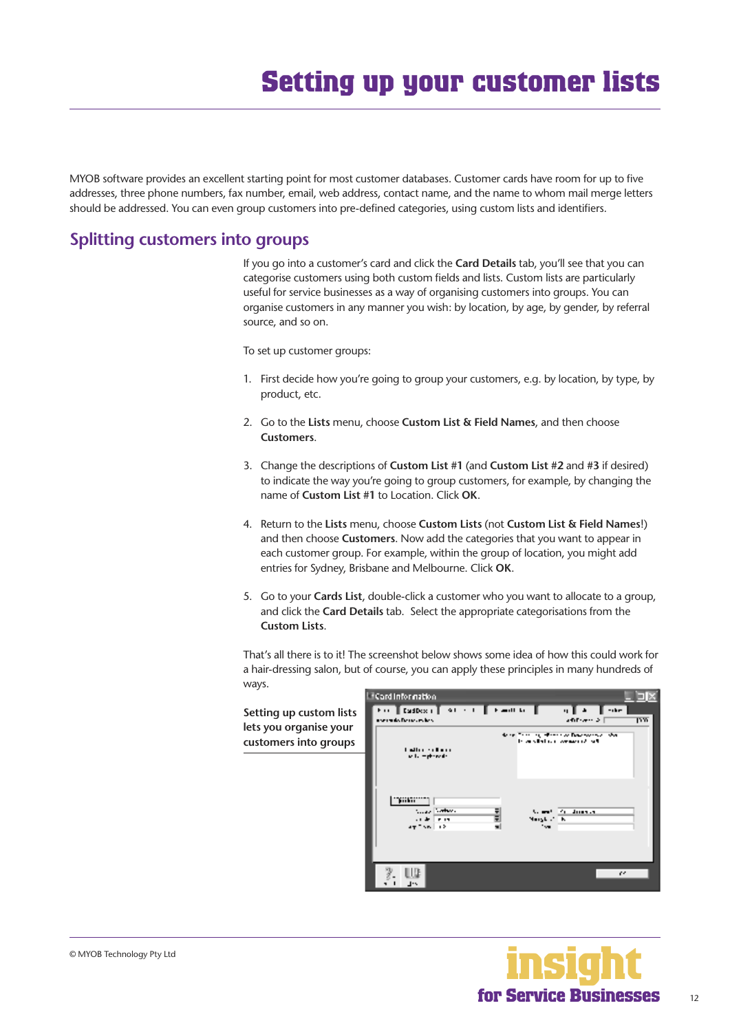# Setting up your customer lists

MYOB software provides an excellent starting point for most customer databases. Customer cards have room for up to five addresses, three phone numbers, fax number, email, web address, contact name, and the name to whom mail merge letters should be addressed. You can even group customers into pre-defined categories, using custom lists and identifiers.

## Splitting customers into groups

If you go into a customer's card and click the **Card Details** tab, you'll see that you can categorise customers using both custom fields and lists. Custom lists are particularly useful for service businesses as a way of organising customers into groups. You can organise customers in any manner you wish: by location, by age, by gender, by referral source, and so on.

To set up customer groups:

1. First decide how you're going to group your customers, e.g. by location, by type, by product, etc.

2. Go to the **Lists** menu, choose **Custom List & Field Names**, and then choose **Customers**.

3. Change the descriptions of **Custom List #1** (and **Custom List #2** and **#3** if desired) to indicate the way you're going to group customers, for example, by changing the name of **Custom List #1** to Location. Click **OK**.

4. Return to the **Lists** menu, choose **Custom Lists** (not **Custom List & Field Names**!) and then choose **Customers**. Now add the categories that you want to appear in each customer group. For example, within the group of location, you might add entries for Sydney, Brisbane and Melbourne. Click **OK**.

5. Go to your **Cards List**, double-click a customer who you want to allocate to a group, and click the **Card Details** tab. Select the appropriate categorisations from the **Custom Lists**.

That's all there is to it! The screenshot below shows some idea of how this could work for a hair-dressing salon, but of course, you can apply these principles in many hundreds of ways.

**Setting up custom lists lets you organise your customers into groups**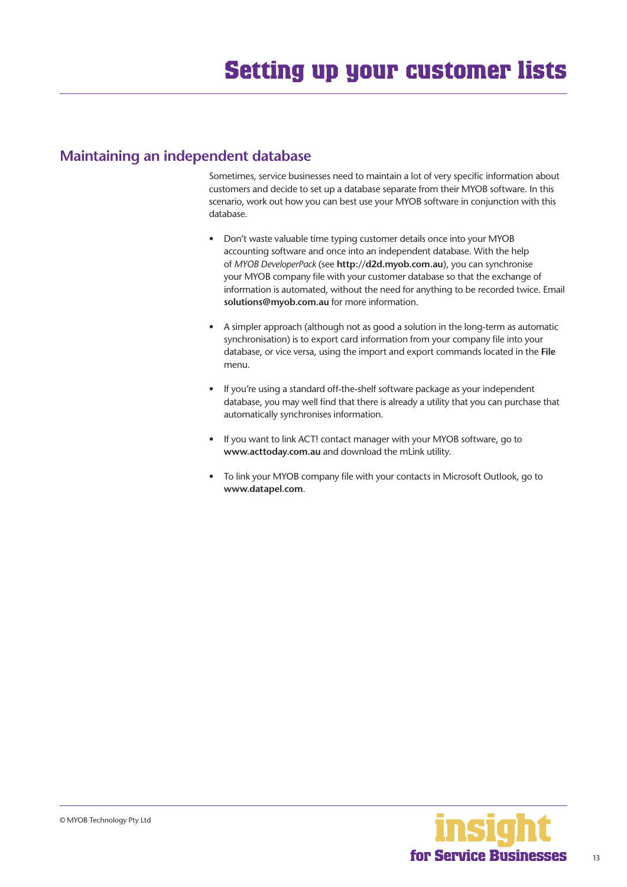# Setting up your customer lists

## Maintaining an independent database

Sometimes, service businesses need to maintain a lot of very specific information about customers and decide to set up a database separate from their MYOB software. In this scenario, work out how you can best use your MYOB software in conjunction with this database.

- Don't waste valuable time typing customer details once into your MYOB accounting software and once into an independent database. With the help of *MYOB DeveloperPack* (see **http://d2d.myob.com.au**), you can synchronise your MYOB company file with your customer database so that the exchange of information is automated, without the need for anything to be recorded twice. Email **solutions@myob.com.au** for more information.

- A simpler approach (although not as good a solution in the long-term as automatic synchronisation) is to export card information from your company file into your database, or vice versa, using the import and export commands located in the **File** menu.

- If you're using a standard off-the-shelf software package as your independent database, you may well find that there is already a utility that you can purchase that automatically synchronises information.

- If you want to link ACT! contact manager with your MYOB software, go to **www.acttoday.com.au** and download the mLink utility.

- To link your MYOB company file with your contacts in Microsoft Outlook, go to **www.datapel.com**.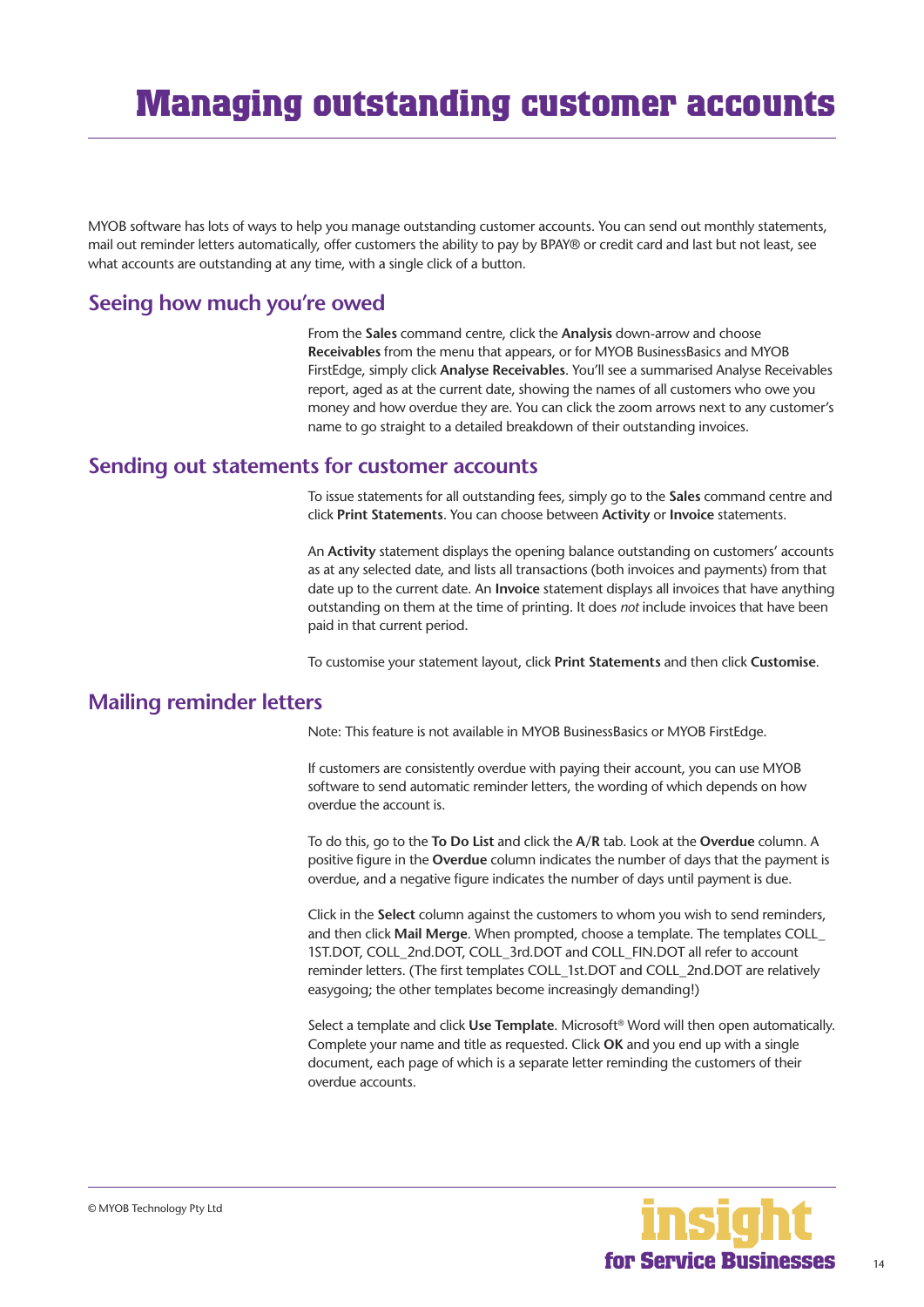# Managing outstanding customer accounts

MYOB software has lots of ways to help you manage outstanding customer accounts. You can send out monthly statements, mail out reminder letters automatically, offer customers the ability to pay by BPAY® or credit card and last but not least, see what accounts are outstanding at any time, with a single click of a button.

## Seeing how much you're owed

From the **Sales** command centre, click the **Analysis** down-arrow and choose **Receivables** from the menu that appears, or for MYOB BusinessBasics and MYOB FirstEdge, simply click **Analyse Receivables**. You'll see a summarised Analyse Receivables report, aged as at the current date, showing the names of all customers who owe you money and how overdue they are. You can click the zoom arrows next to any customer's name to go straight to a detailed breakdown of their outstanding invoices.

## Sending out statements for customer accounts

To issue statements for all outstanding fees, simply go to the **Sales** command centre and click **Print Statements**. You can choose between **Activity** or **Invoice** statements.

An **Activity** statement displays the opening balance outstanding on customers' accounts as at any selected date, and lists all transactions (both invoices and payments) from that date up to the current date. An **Invoice** statement displays all invoices that have anything outstanding on them at the time of printing. It does *not* include invoices that have been paid in that current period.

To customise your statement layout, click **Print Statements** and then click **Customise**.

## Mailing reminder letters

Note: This feature is not available in MYOB BusinessBasics or MYOB FirstEdge.

If customers are consistently overdue with paying their account, you can use MYOB software to send automatic reminder letters, the wording of which depends on how overdue the account is.

To do this, go to the **To Do List** and click the **A/R** tab. Look at the **Overdue** column. A positive figure in the **Overdue** column indicates the number of days that the payment is overdue, and a negative figure indicates the number of days until payment is due.

Click in the **Select** column against the customers to whom you wish to send reminders, and then click **Mail Merge**. When prompted, choose a template. The templates COLL_1ST.DOT, COLL_2nd.DOT, COLL_3rd.DOT and COLL_FIN.DOT all refer to account reminder letters. (The first templates COLL_1st.DOT and COLL_2nd.DOT are relatively easygoing; the other templates become increasingly demanding!)

Select a template and click **Use Template**. Microsoft® Word will then open automatically. Complete your name and title as requested. Click **OK** and you end up with a single document, each page of which is a separate letter reminding the customers of their overdue accounts.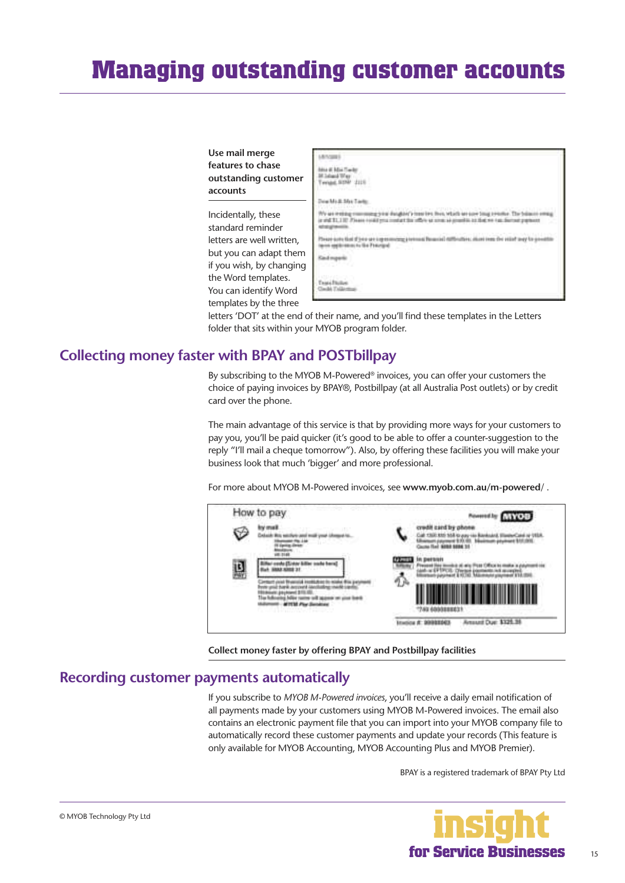# Managing outstanding customer accounts

**Use mail merge features to chase outstanding customer accounts**

Incidentally, these standard reminder letters are well written, but you can adapt them if you wish, by changing the Word templates. You can identify Word templates by the three letters 'DOT' at the end of their name, and you'll find these templates in the Letters folder that sits within your MYOB program folder.

## Collecting money faster with BPAY and POSTbillpay

By subscribing to the MYOB M-Powered® invoices, you can offer your customers the choice of paying invoices by BPAY®, Postbillpay (at all Australia Post outlets) or by credit card over the phone.

The main advantage of this service is that by providing more ways for your customers to pay you, you'll be paid quicker (it's good to be able to offer a counter-suggestion to the reply "I'll mail a cheque tomorrow"). Also, by offering these facilities you will make your business look that much 'bigger' and more professional.

For more about MYOB M-Powered invoices, see **www.myob.com.au/m-powered/** .

**Collect money faster by offering BPAY and Postbillpay facilities**

## Recording customer payments automatically

If you subscribe to *MYOB M-Powered invoices*, you'll receive a daily email notification of all payments made by your customers using MYOB M-Powered invoices. The email also contains an electronic payment file that you can import into your MYOB company file to automatically record these customer payments and update your records (This feature is only available for MYOB Accounting, MYOB Accounting Plus and MYOB Premier).

BPAY is a registered trademark of BPAY Pty Ltd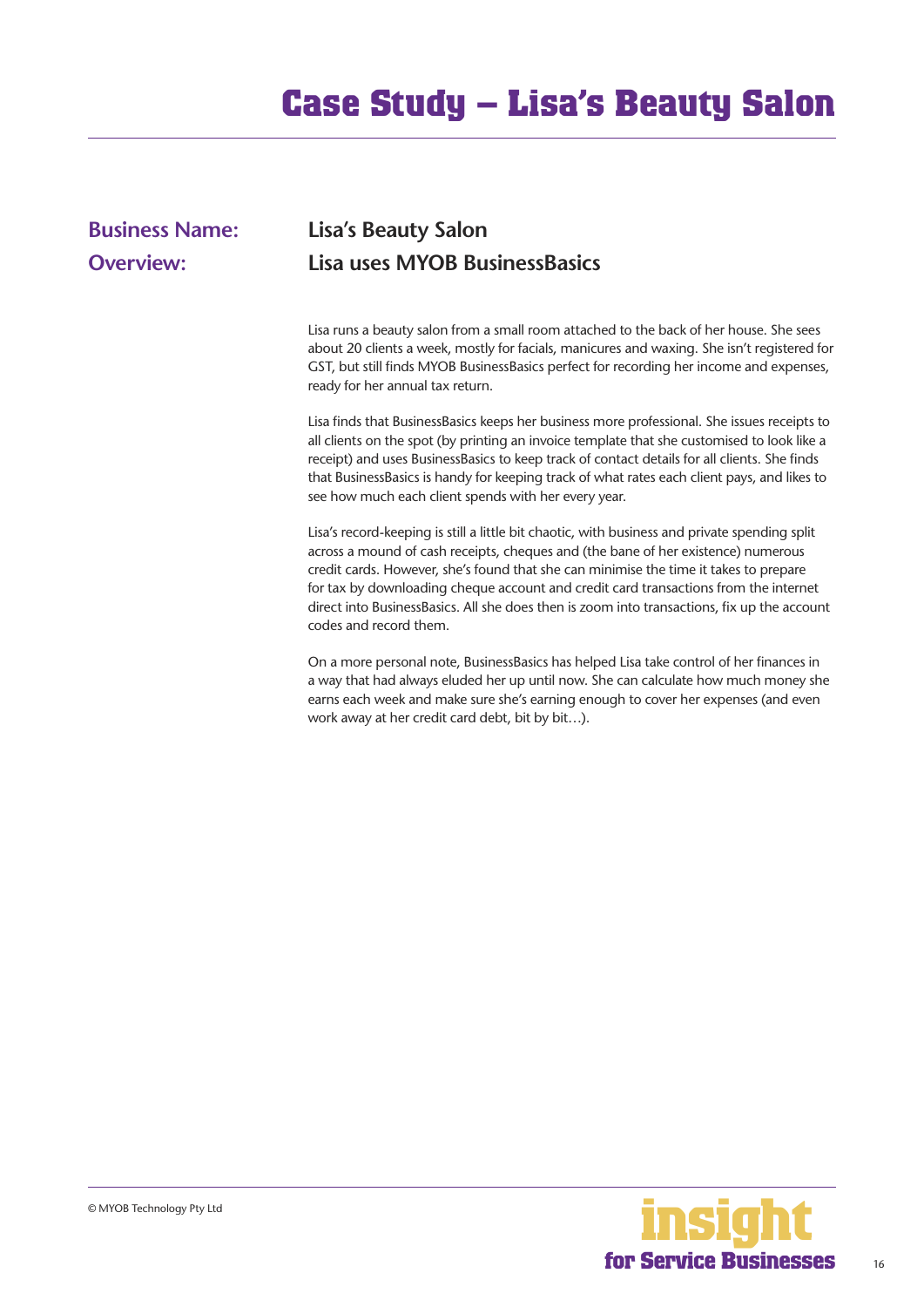# Case Study – Lisa's Beauty Salon

**Business Name:** Lisa's Beauty Salon

**Overview:** Lisa uses MYOB BusinessBasics

Lisa runs a beauty salon from a small room attached to the back of her house. She sees about 20 clients a week, mostly for facials, manicures and waxing. She isn't registered for GST, but still finds MYOB BusinessBasics perfect for recording her income and expenses, ready for her annual tax return.

Lisa finds that BusinessBasics keeps her business more professional. She issues receipts to all clients on the spot (by printing an invoice template that she customised to look like a receipt) and uses BusinessBasics to keep track of contact details for all clients. She finds that BusinessBasics is handy for keeping track of what rates each client pays, and likes to see how much each client spends with her every year.

Lisa's record-keeping is still a little bit chaotic, with business and private spending split across a mound of cash receipts, cheques and (the bane of her existence) numerous credit cards. However, she's found that she can minimise the time it takes to prepare for tax by downloading cheque account and credit card transactions from the internet direct into BusinessBasics. All she does then is zoom into transactions, fix up the account codes and record them.

On a more personal note, BusinessBasics has helped Lisa take control of her finances in a way that had always eluded her up until now. She can calculate how much money she earns each week and make sure she's earning enough to cover her expenses (and even work away at her credit card debt, bit by bit…).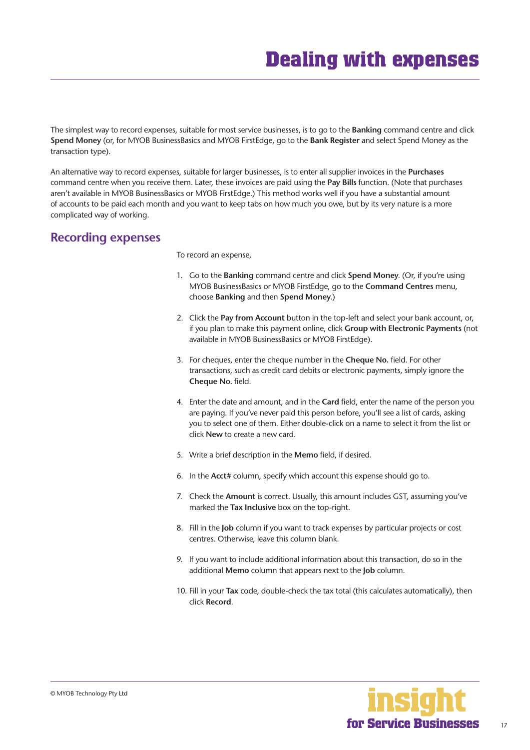# Dealing with expenses

The simplest way to record expenses, suitable for most service businesses, is to go to the **Banking** command centre and click **Spend Money** (or, for MYOB BusinessBasics and MYOB FirstEdge, go to the **Bank Register** and select Spend Money as the transaction type).

An alternative way to record expenses, suitable for larger businesses, is to enter all supplier invoices in the **Purchases** command centre when you receive them. Later, these invoices are paid using the **Pay Bills** function. (Note that purchases aren't available in MYOB BusinessBasics or MYOB FirstEdge.) This method works well if you have a substantial amount of accounts to be paid each month and you want to keep tabs on how much you owe, but by its very nature is a more complicated way of working.

## Recording expenses

To record an expense,

1. Go to the **Banking** command centre and click **Spend Money**. (Or, if you're using MYOB BusinessBasics or MYOB FirstEdge, go to the **Command Centres** menu, choose **Banking** and then **Spend Money**.)
2. Click the **Pay from Account** button in the top-left and select your bank account, or, if you plan to make this payment online, click **Group with Electronic Payments** (not available in MYOB BusinessBasics or MYOB FirstEdge).
3. For cheques, enter the cheque number in the **Cheque No.** field. For other transactions, such as credit card debits or electronic payments, simply ignore the **Cheque No.** field.
4. Enter the date and amount, and in the **Card** field, enter the name of the person you are paying. If you've never paid this person before, you'll see a list of cards, asking you to select one of them. Either double-click on a name to select it from the list or click **New** to create a new card.
5. Write a brief description in the **Memo** field, if desired.
6. In the **Acct#** column, specify which account this expense should go to.
7. Check the **Amount** is correct. Usually, this amount includes GST, assuming you've marked the **Tax Inclusive** box on the top-right.
8. Fill in the **Job** column if you want to track expenses by particular projects or cost centres. Otherwise, leave this column blank.
9. If you want to include additional information about this transaction, do so in the additional **Memo** column that appears next to the **Job** column.
10. Fill in your **Tax** code, double-check the tax total (this calculates automatically), then click **Record**.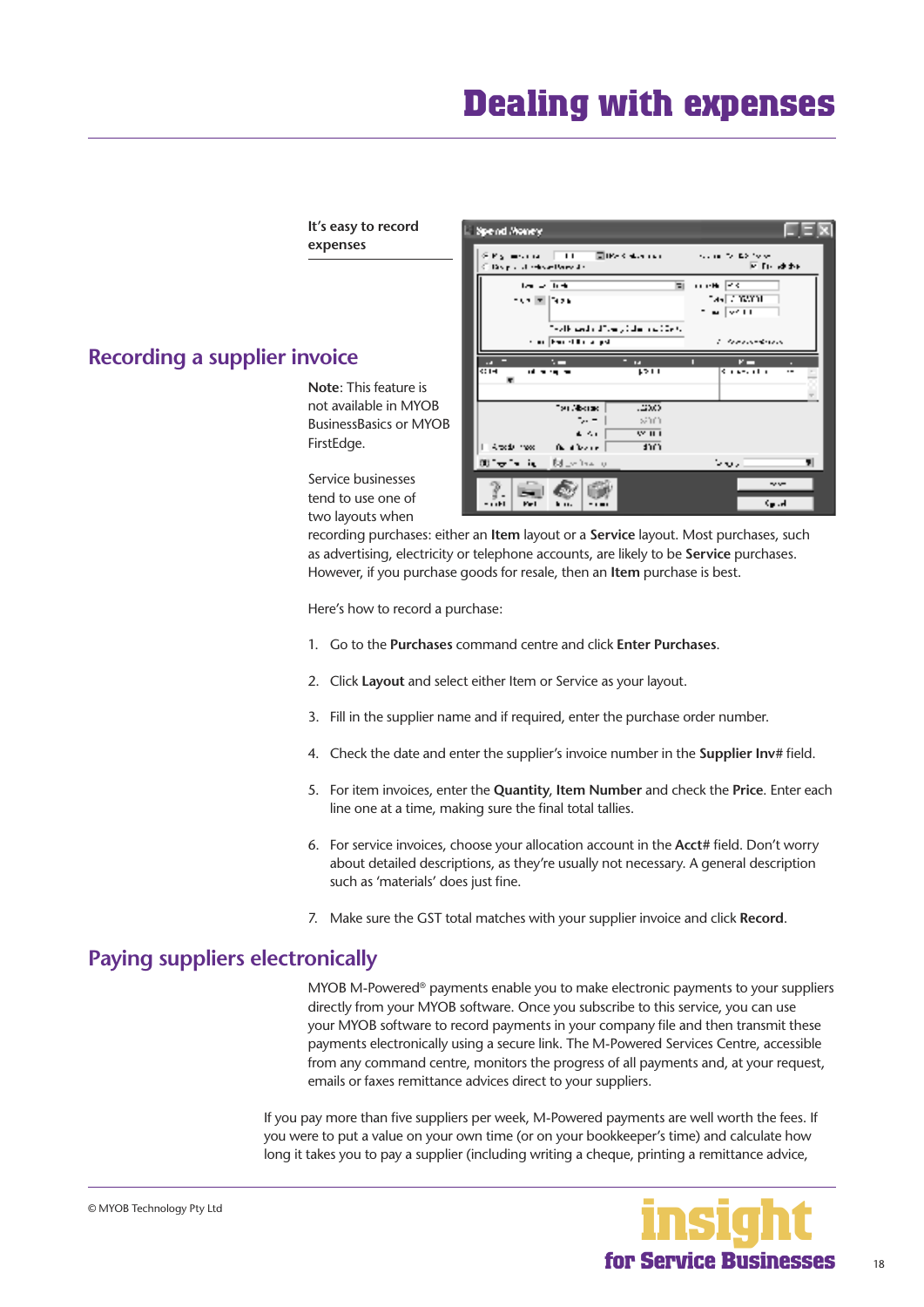# Dealing with expenses

It's easy to record expenses

## Recording a supplier invoice

**Note**: This feature is not available in MYOB BusinessBasics or MYOB FirstEdge.

Service businesses tend to use one of two layouts when recording purchases: either an **Item** layout or a **Service** layout. Most purchases, such as advertising, electricity or telephone accounts, are likely to be **Service** purchases. However, if you purchase goods for resale, then an **Item** purchase is best.

Here's how to record a purchase:

1. Go to the **Purchases** command centre and click **Enter Purchases**.
2. Click **Layout** and select either Item or Service as your layout.
3. Fill in the supplier name and if required, enter the purchase order number.
4. Check the date and enter the supplier's invoice number in the **Supplier Inv#** field.
5. For item invoices, enter the **Quantity**, **Item Number** and check the **Price**. Enter each line one at a time, making sure the final total tallies.
6. For service invoices, choose your allocation account in the **Acct#** field. Don't worry about detailed descriptions, as they're usually not necessary. A general description such as 'materials' does just fine.
7. Make sure the GST total matches with your supplier invoice and click **Record**.

## Paying suppliers electronically

MYOB M-Powered® payments enable you to make electronic payments to your suppliers directly from your MYOB software. Once you subscribe to this service, you can use your MYOB software to record payments in your company file and then transmit these payments electronically using a secure link. The M-Powered Services Centre, accessible from any command centre, monitors the progress of all payments and, at your request, emails or faxes remittance advices direct to your suppliers.

If you pay more than five suppliers per week, M-Powered payments are well worth the fees. If you were to put a value on your own time (or on your bookkeeper's time) and calculate how long it takes you to pay a supplier (including writing a cheque, printing a remittance advice,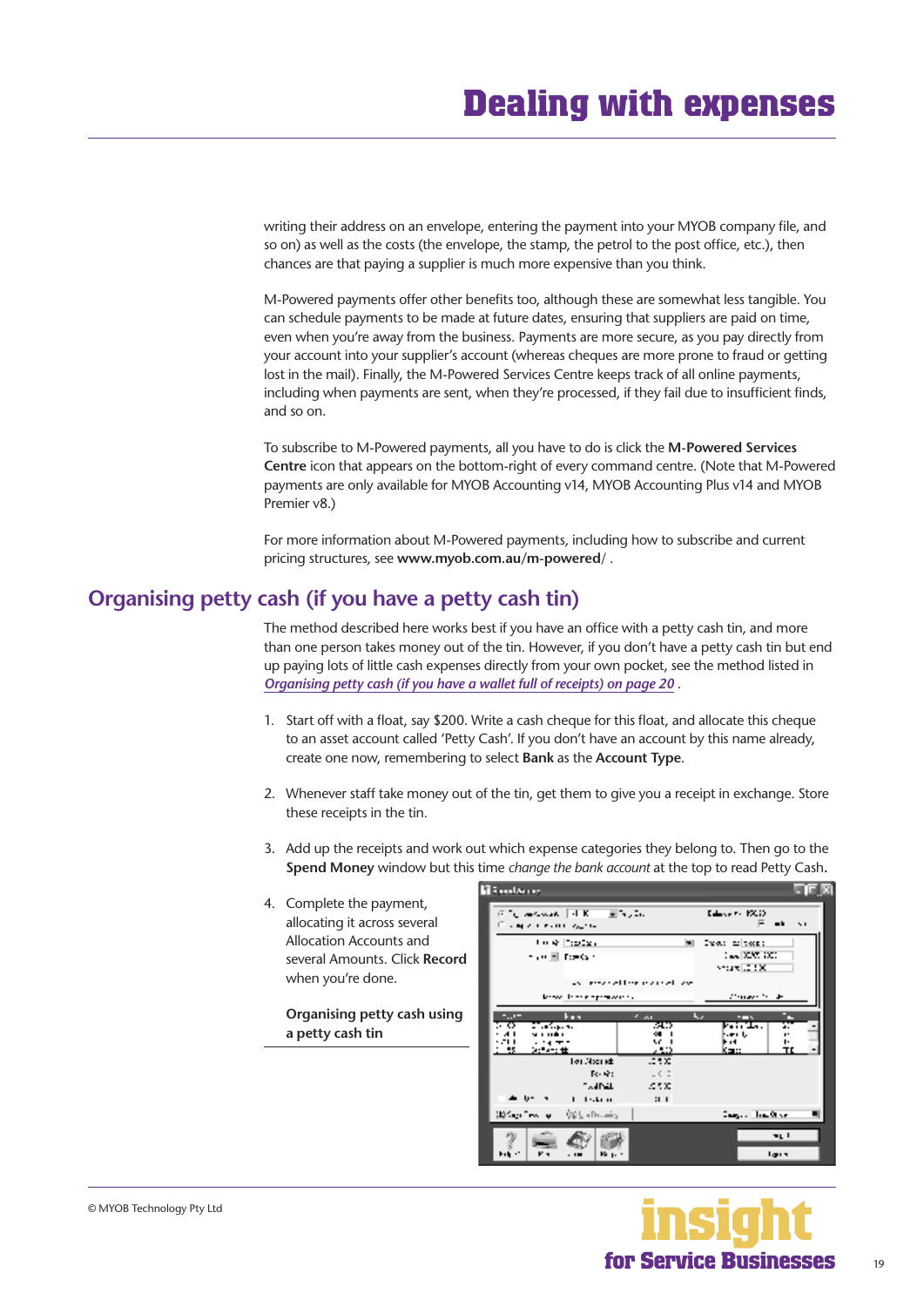writing their address on an envelope, entering the payment into your MYOB company file, and so on) as well as the costs (the envelope, the stamp, the petrol to the post office, etc.), then chances are that paying a supplier is much more expensive than you think.

M-Powered payments offer other benefits too, although these are somewhat less tangible. You can schedule payments to be made at future dates, ensuring that suppliers are paid on time, even when you're away from the business. Payments are more secure, as you pay directly from your account into your supplier's account (whereas cheques are more prone to fraud or getting lost in the mail). Finally, the M-Powered Services Centre keeps track of all online payments, including when payments are sent, when they're processed, if they fail due to insufficient finds, and so on.

To subscribe to M-Powered payments, all you have to do is click the **M-Powered Services Centre** icon that appears on the bottom-right of every command centre. (Note that M-Powered payments are only available for MYOB Accounting v14, MYOB Accounting Plus v14 and MYOB Premier v8.)

For more information about M-Powered payments, including how to subscribe and current pricing structures, see **www.myob.com.au/m-powered/** .

## Organising petty cash (if you have a petty cash tin)

The method described here works best if you have an office with a petty cash tin, and more than one person takes money out of the tin. However, if you don't have a petty cash tin but end up paying lots of little cash expenses directly from your own pocket, see the method listed in *Organising petty cash (if you have a wallet full of receipts) on page 20* .

1. Start off with a float, say $200. Write a cash cheque for this float, and allocate this cheque to an asset account called 'Petty Cash'. If you don't have an account by this name already, create one now, remembering to select **Bank** as the **Account Type**.

2. Whenever staff take money out of the tin, get them to give you a receipt in exchange. Store these receipts in the tin.

3. Add up the receipts and work out which expense categories they belong to. Then go to the **Spend Money** window but this time *change the bank account* at the top to read Petty Cash.

4. Complete the payment, allocating it across several Allocation Accounts and several Amounts. Click **Record** when you're done.

**Organising petty cash using a petty cash tin**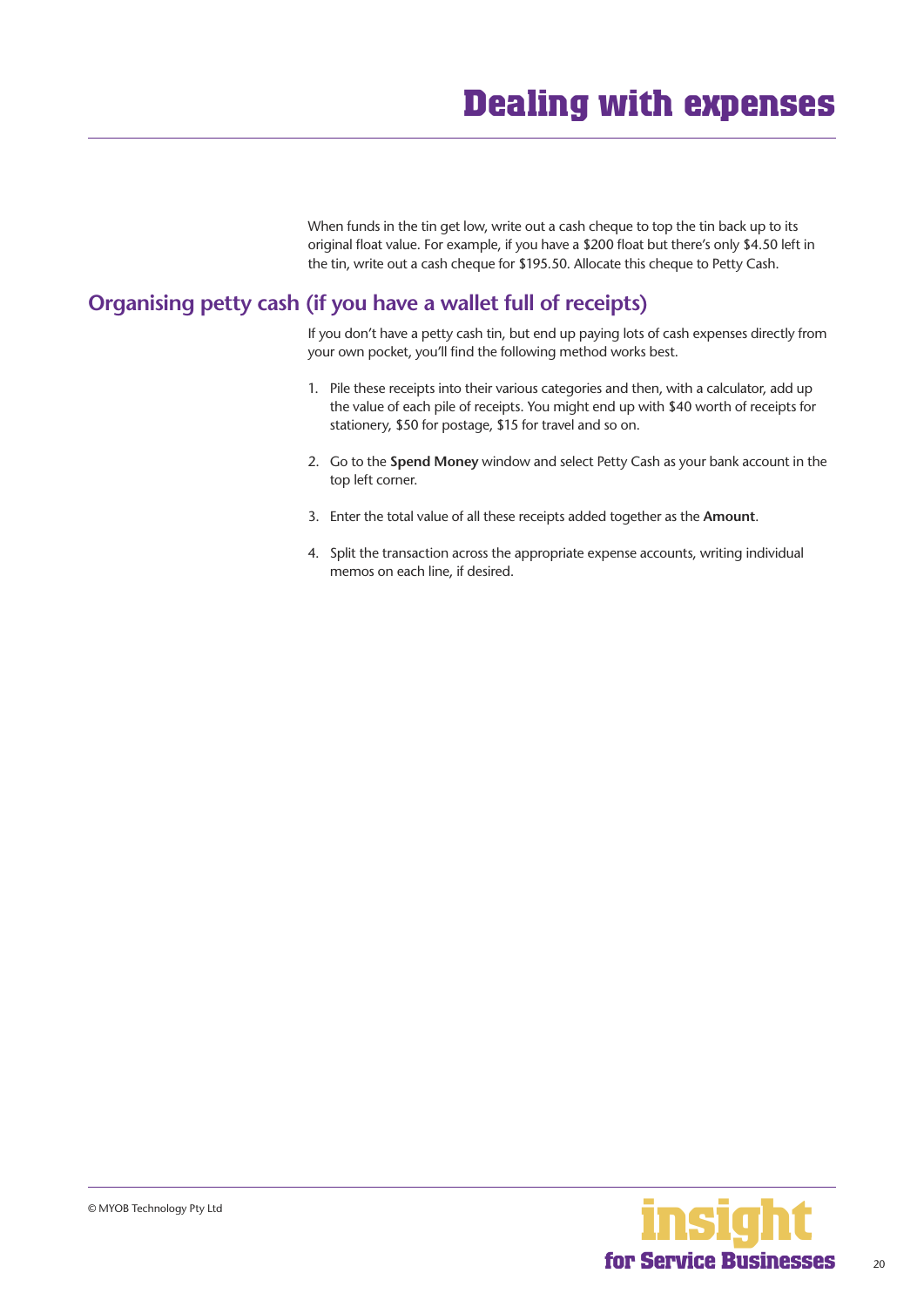# Dealing with expenses

When funds in the tin get low, write out a cash cheque to top the tin back up to its original float value. For example, if you have a $200 float but there's only $4.50 left in the tin, write out a cash cheque for $195.50. Allocate this cheque to Petty Cash.

## Organising petty cash (if you have a wallet full of receipts)

If you don't have a petty cash tin, but end up paying lots of cash expenses directly from your own pocket, you'll find the following method works best.

1. Pile these receipts into their various categories and then, with a calculator, add up the value of each pile of receipts. You might end up with $40 worth of receipts for stationery, $50 for postage, $15 for travel and so on.

2. Go to the **Spend Money** window and select Petty Cash as your bank account in the top left corner.

3. Enter the total value of all these receipts added together as the **Amount**.

4. Split the transaction across the appropriate expense accounts, writing individual memos on each line, if desired.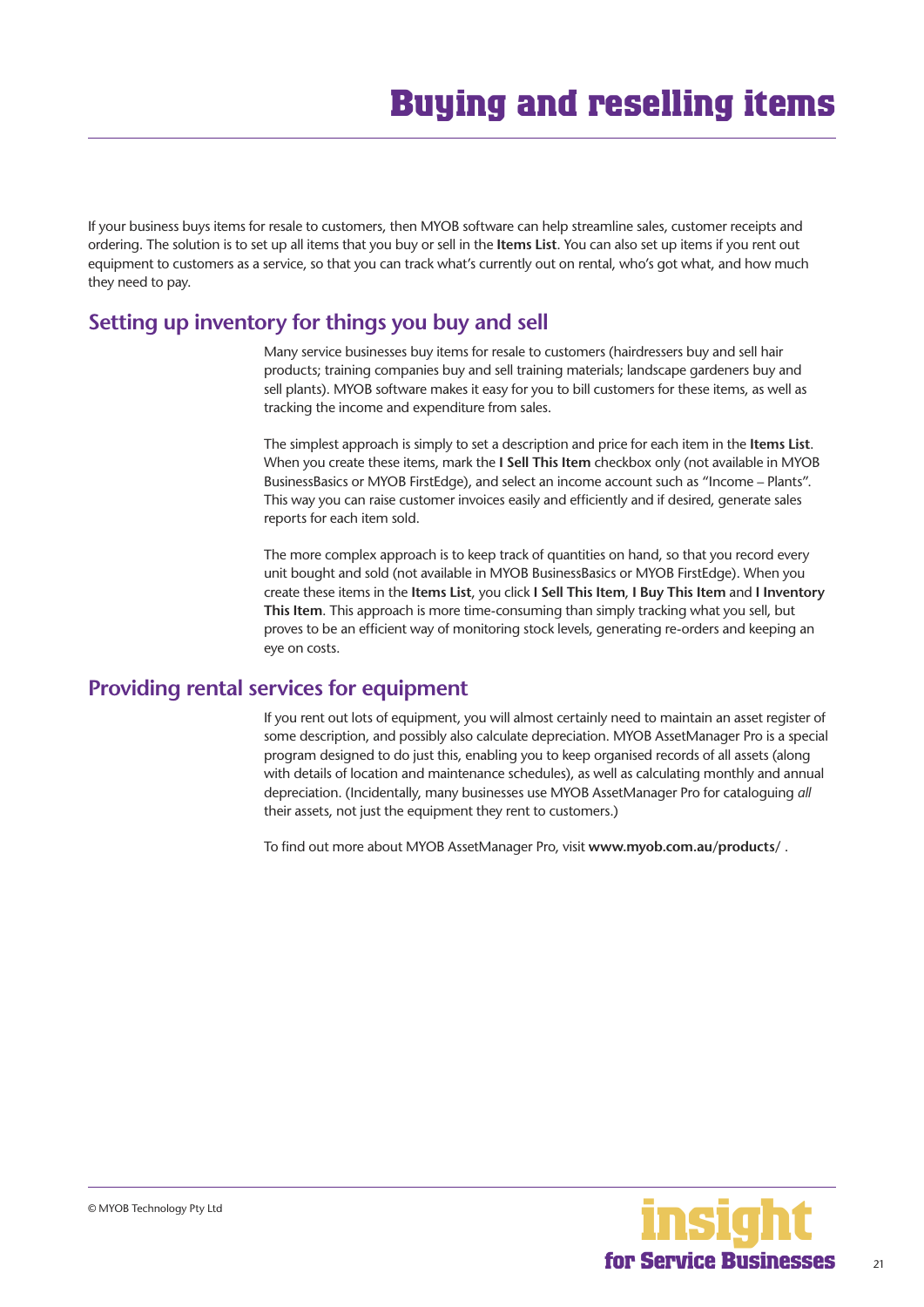# Buying and reselling items

If your business buys items for resale to customers, then MYOB software can help streamline sales, customer receipts and ordering. The solution is to set up all items that you buy or sell in the **Items List**. You can also set up items if you rent out equipment to customers as a service, so that you can track what's currently out on rental, who's got what, and how much they need to pay.

## Setting up inventory for things you buy and sell

Many service businesses buy items for resale to customers (hairdressers buy and sell hair products; training companies buy and sell training materials; landscape gardeners buy and sell plants). MYOB software makes it easy for you to bill customers for these items, as well as tracking the income and expenditure from sales.

The simplest approach is simply to set a description and price for each item in the **Items List**. When you create these items, mark the **I Sell This Item** checkbox only (not available in MYOB BusinessBasics or MYOB FirstEdge), and select an income account such as "Income – Plants". This way you can raise customer invoices easily and efficiently and if desired, generate sales reports for each item sold.

The more complex approach is to keep track of quantities on hand, so that you record every unit bought and sold (not available in MYOB BusinessBasics or MYOB FirstEdge). When you create these items in the **Items List**, you click **I Sell This Item**, **I Buy This Item** and **I Inventory This Item**. This approach is more time-consuming than simply tracking what you sell, but proves to be an efficient way of monitoring stock levels, generating re-orders and keeping an eye on costs.

## Providing rental services for equipment

If you rent out lots of equipment, you will almost certainly need to maintain an asset register of some description, and possibly also calculate depreciation. MYOB AssetManager Pro is a special program designed to do just this, enabling you to keep organised records of all assets (along with details of location and maintenance schedules), as well as calculating monthly and annual depreciation. (Incidentally, many businesses use MYOB AssetManager Pro for cataloguing *all* their assets, not just the equipment they rent to customers.)

To find out more about MYOB AssetManager Pro, visit **www.myob.com.au/products/** .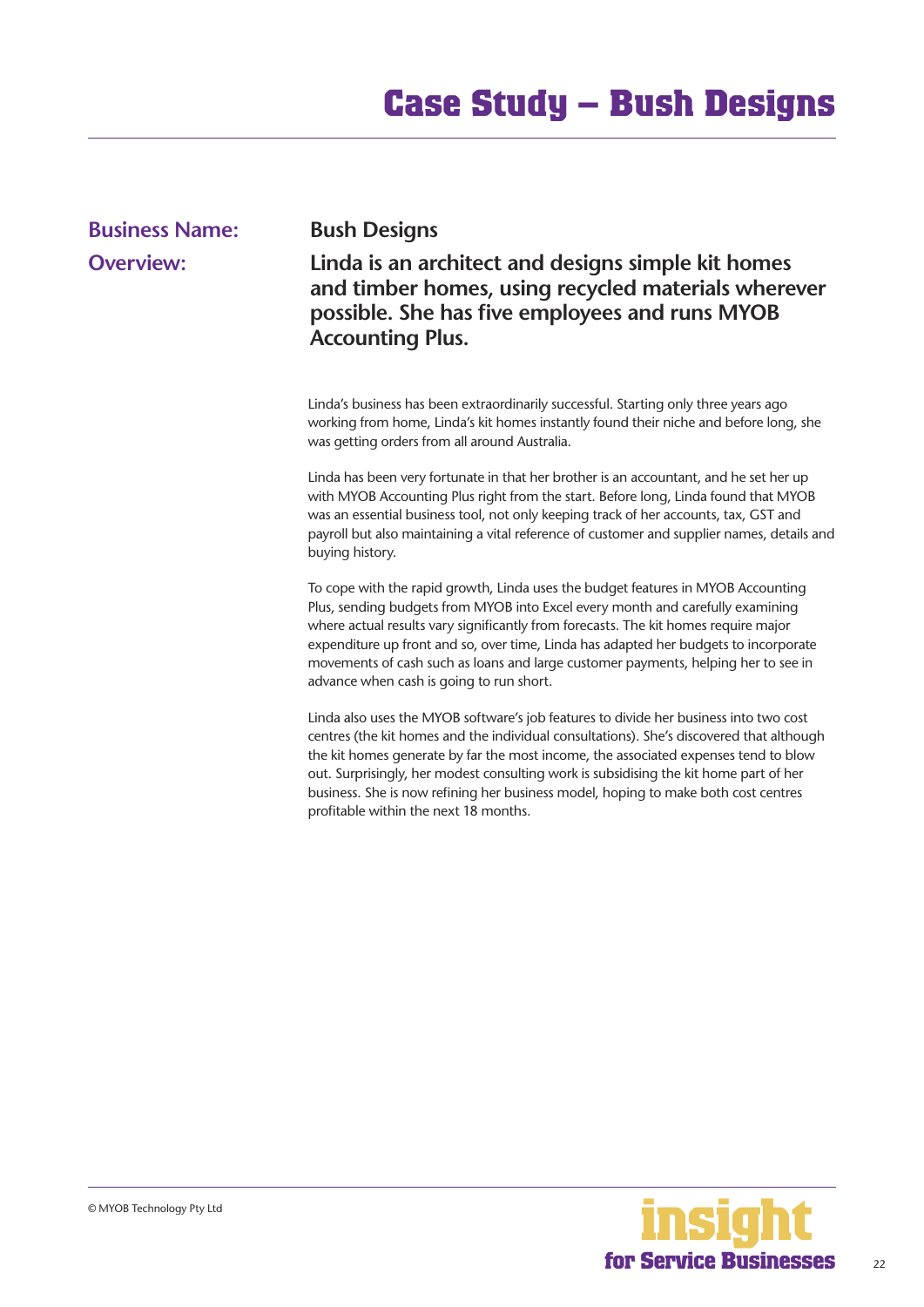# Case Study – Bush Designs

**Business Name:** **Bush Designs**

**Overview:** **Linda is an architect and designs simple kit homes and timber homes, using recycled materials wherever possible. She has five employees and runs MYOB Accounting Plus.**

Linda's business has been extraordinarily successful. Starting only three years ago working from home, Linda's kit homes instantly found their niche and before long, she was getting orders from all around Australia.

Linda has been very fortunate in that her brother is an accountant, and he set her up with MYOB Accounting Plus right from the start. Before long, Linda found that MYOB was an essential business tool, not only keeping track of her accounts, tax, GST and payroll but also maintaining a vital reference of customer and supplier names, details and buying history.

To cope with the rapid growth, Linda uses the budget features in MYOB Accounting Plus, sending budgets from MYOB into Excel every month and carefully examining where actual results vary significantly from forecasts. The kit homes require major expenditure up front and so, over time, Linda has adapted her budgets to incorporate movements of cash such as loans and large customer payments, helping her to see in advance when cash is going to run short.

Linda also uses the MYOB software's job features to divide her business into two cost centres (the kit homes and the individual consultations). She's discovered that although the kit homes generate by far the most income, the associated expenses tend to blow out. Surprisingly, her modest consulting work is subsidising the kit home part of her business. She is now refining her business model, hoping to make both cost centres profitable within the next 18 months.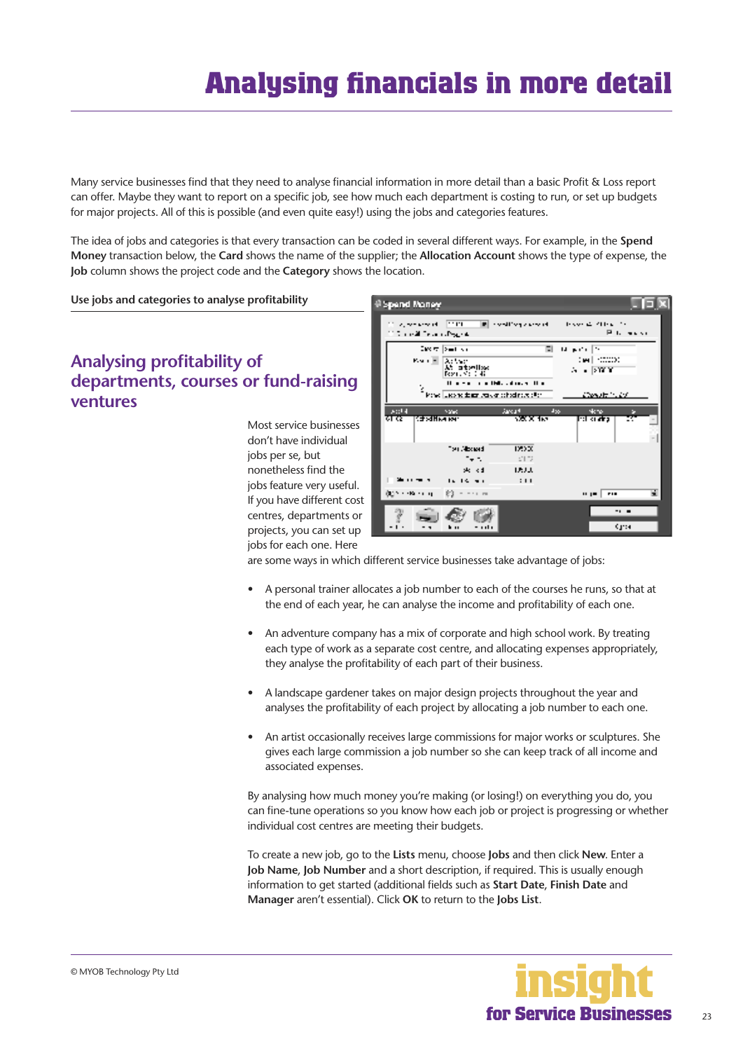# Analysing financials in more detail

Many service businesses find that they need to analyse financial information in more detail than a basic Profit & Loss report can offer. Maybe they want to report on a specific job, see how much each department is costing to run, or set up budgets for major projects. All of this is possible (and even quite easy!) using the jobs and categories features.

The idea of jobs and categories is that every transaction can be coded in several different ways. For example, in the **Spend Money** transaction below, the **Card** shows the name of the supplier; the **Allocation Account** shows the type of expense, the **Job** column shows the project code and the **Category** shows the location.

Use jobs and categories to analyse profitability

## Analysing profitability of departments, courses or fund-raising ventures

Most service businesses don't have individual jobs per se, but nonetheless find the jobs feature very useful. If you have different cost centres, departments or projects, you can set up jobs for each one. Here are some ways in which different service businesses take advantage of jobs:

- A personal trainer allocates a job number to each of the courses he runs, so that at the end of each year, he can analyse the income and profitability of each one.
- An adventure company has a mix of corporate and high school work. By treating each type of work as a separate cost centre, and allocating expenses appropriately, they analyse the profitability of each part of their business.
- A landscape gardener takes on major design projects throughout the year and analyses the profitability of each project by allocating a job number to each one.
- An artist occasionally receives large commissions for major works or sculptures. She gives each large commission a job number so she can keep track of all income and associated expenses.

By analysing how much money you're making (or losing!) on everything you do, you can fine-tune operations so you know how each job or project is progressing or whether individual cost centres are meeting their budgets.

To create a new job, go to the **Lists** menu, choose **Jobs** and then click **New**. Enter a **Job Name**, **Job Number** and a short description, if required. This is usually enough information to get started (additional fields such as **Start Date**, **Finish Date** and **Manager** aren't essential). Click **OK** to return to the **Jobs List**.

© MYOB Technology Pty Ltd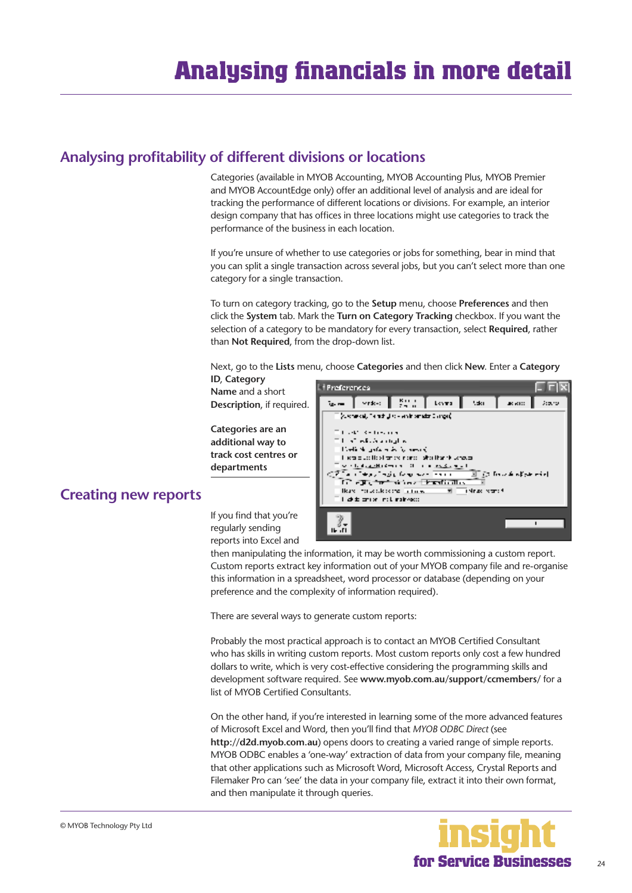# Analysing financials in more detail

## Analysing profitability of different divisions or locations

Categories (available in MYOB Accounting, MYOB Accounting Plus, MYOB Premier and MYOB AccountEdge only) offer an additional level of analysis and are ideal for tracking the performance of different locations or divisions. For example, an interior design company that has offices in three locations might use categories to track the performance of the business in each location.

If you're unsure of whether to use categories or jobs for something, bear in mind that you can split a single transaction across several jobs, but you can't select more than one category for a single transaction.

To turn on category tracking, go to the **Setup** menu, choose **Preferences** and then click the **System** tab. Mark the **Turn on Category Tracking** checkbox. If you want the selection of a category to be mandatory for every transaction, select **Required**, rather than **Not Required**, from the drop-down list.

Next, go to the **Lists** menu, choose **Categories** and then click **New**. Enter a **Category ID**, **Category Name** and a short **Description**, if required.

**Categories are an additional way to track cost centres or departments**

## Creating new reports

If you find that you're regularly sending reports into Excel and then manipulating the information, it may be worth commissioning a custom report. Custom reports extract key information out of your MYOB company file and re-organise this information in a spreadsheet, word processor or database (depending on your preference and the complexity of information required).

There are several ways to generate custom reports:

Probably the most practical approach is to contact an MYOB Certified Consultant who has skills in writing custom reports. Most custom reports only cost a few hundred dollars to write, which is very cost-effective considering the programming skills and development software required. See **www.myob.com.au/support/ccmembers/** for a list of MYOB Certified Consultants.

On the other hand, if you're interested in learning some of the more advanced features of Microsoft Excel and Word, then you'll find that *MYOB ODBC Direct* (see **http://d2d.myob.com.au**) opens doors to creating a varied range of simple reports. MYOB ODBC enables a 'one-way' extraction of data from your company file, meaning that other applications such as Microsoft Word, Microsoft Access, Crystal Reports and Filemaker Pro can 'see' the data in your company file, extract it into their own format, and then manipulate it through queries.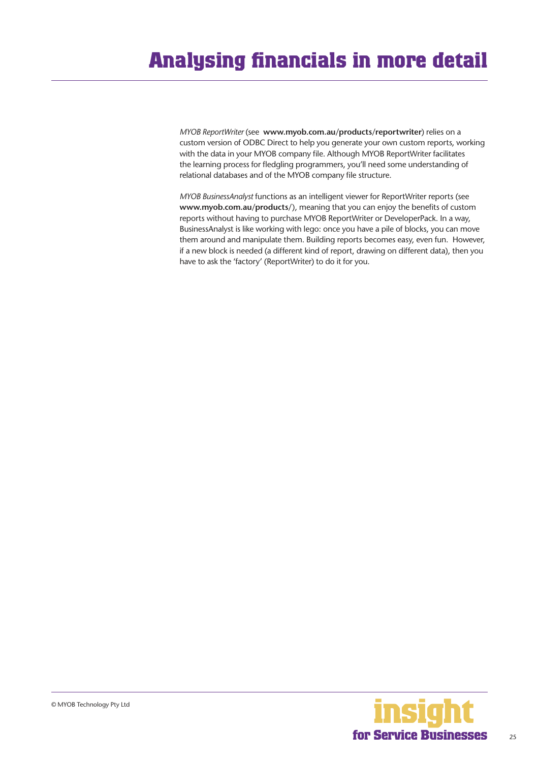# Analysing financials in more detail

*MYOB ReportWriter* (see **www.myob.com.au/products/reportwriter**) relies on a custom version of ODBC Direct to help you generate your own custom reports, working with the data in your MYOB company file. Although MYOB ReportWriter facilitates the learning process for fledgling programmers, you'll need some understanding of relational databases and of the MYOB company file structure.

*MYOB BusinessAnalyst* functions as an intelligent viewer for ReportWriter reports (see **www.myob.com.au/products/**), meaning that you can enjoy the benefits of custom reports without having to purchase MYOB ReportWriter or DeveloperPack. In a way, BusinessAnalyst is like working with lego: once you have a pile of blocks, you can move them around and manipulate them. Building reports becomes easy, even fun. However, if a new block is needed (a different kind of report, drawing on different data), then you have to ask the 'factory' (ReportWriter) to do it for you.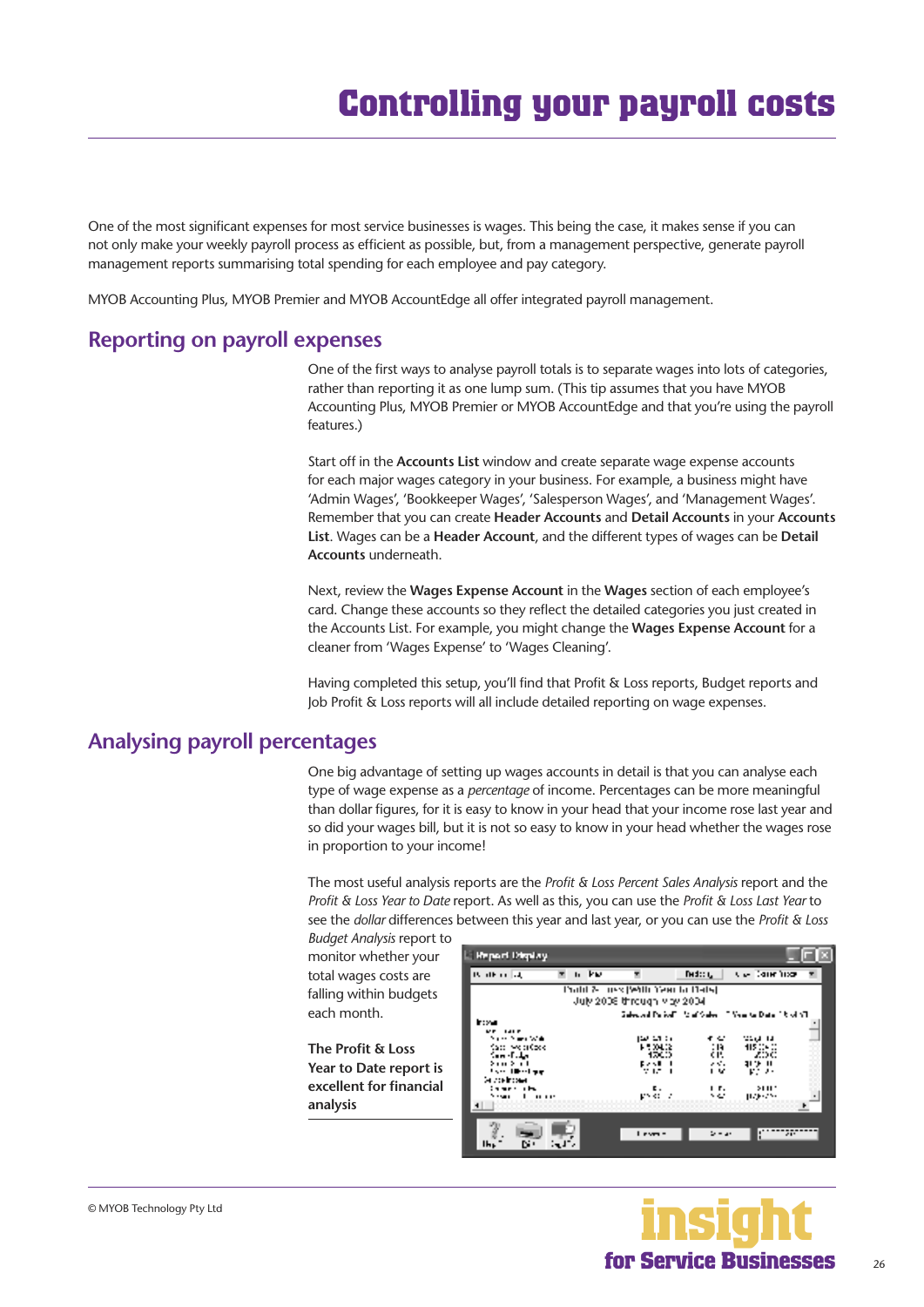# Controlling your payroll costs

One of the most significant expenses for most service businesses is wages. This being the case, it makes sense if you can not only make your weekly payroll process as efficient as possible, but, from a management perspective, generate payroll management reports summarising total spending for each employee and pay category.

MYOB Accounting Plus, MYOB Premier and MYOB AccountEdge all offer integrated payroll management.

## Reporting on payroll expenses

One of the first ways to analyse payroll totals is to separate wages into lots of categories, rather than reporting it as one lump sum. (This tip assumes that you have MYOB Accounting Plus, MYOB Premier or MYOB AccountEdge and that you're using the payroll features.)

Start off in the **Accounts List** window and create separate wage expense accounts for each major wages category in your business. For example, a business might have 'Admin Wages', 'Bookkeeper Wages', 'Salesperson Wages', and 'Management Wages'. Remember that you can create **Header Accounts** and **Detail Accounts** in your **Accounts List**. Wages can be a **Header Account**, and the different types of wages can be **Detail Accounts** underneath.

Next, review the **Wages Expense Account** in the **Wages** section of each employee's card. Change these accounts so they reflect the detailed categories you just created in the Accounts List. For example, you might change the **Wages Expense Account** for a cleaner from 'Wages Expense' to 'Wages Cleaning'.

Having completed this setup, you'll find that Profit & Loss reports, Budget reports and Job Profit & Loss reports will all include detailed reporting on wage expenses.

## Analysing payroll percentages

One big advantage of setting up wages accounts in detail is that you can analyse each type of wage expense as a *percentage* of income. Percentages can be more meaningful than dollar figures, for it is easy to know in your head that your income rose last year and so did your wages bill, but it is not so easy to know in your head whether the wages rose in proportion to your income!

The most useful analysis reports are the *Profit & Loss Percent Sales Analysis* report and the *Profit & Loss Year to Date* report. As well as this, you can use the *Profit & Loss Last Year* to see the *dollar* differences between this year and last year, or you can use the *Profit & Loss Budget Analysis* report to monitor whether your total wages costs are falling within budgets each month.

**The Profit & Loss Year to Date report is excellent for financial analysis**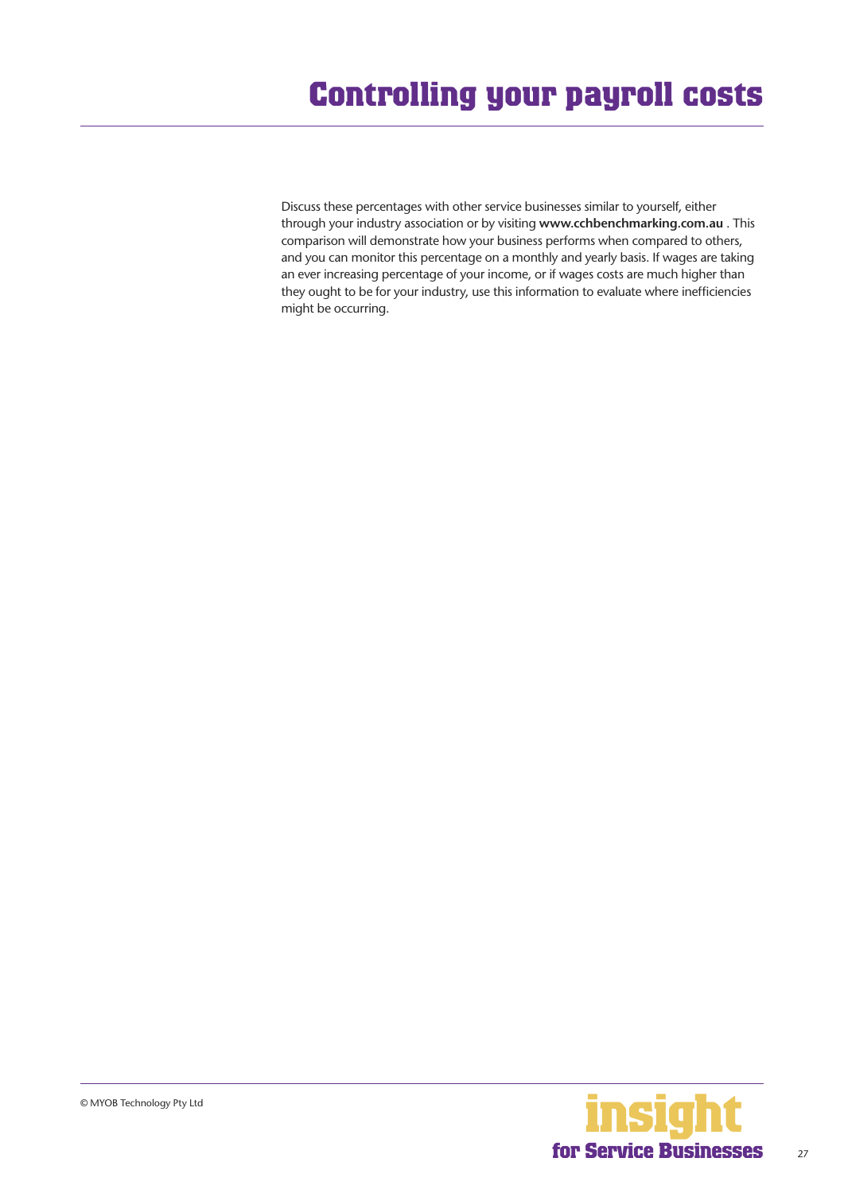# Controlling your payroll costs

Discuss these percentages with other service businesses similar to yourself, either through your industry association or by visiting **www.cchbenchmarking.com.au** . This comparison will demonstrate how your business performs when compared to others, and you can monitor this percentage on a monthly and yearly basis. If wages are taking an ever increasing percentage of your income, or if wages costs are much higher than they ought to be for your industry, use this information to evaluate where inefficiencies might be occurring.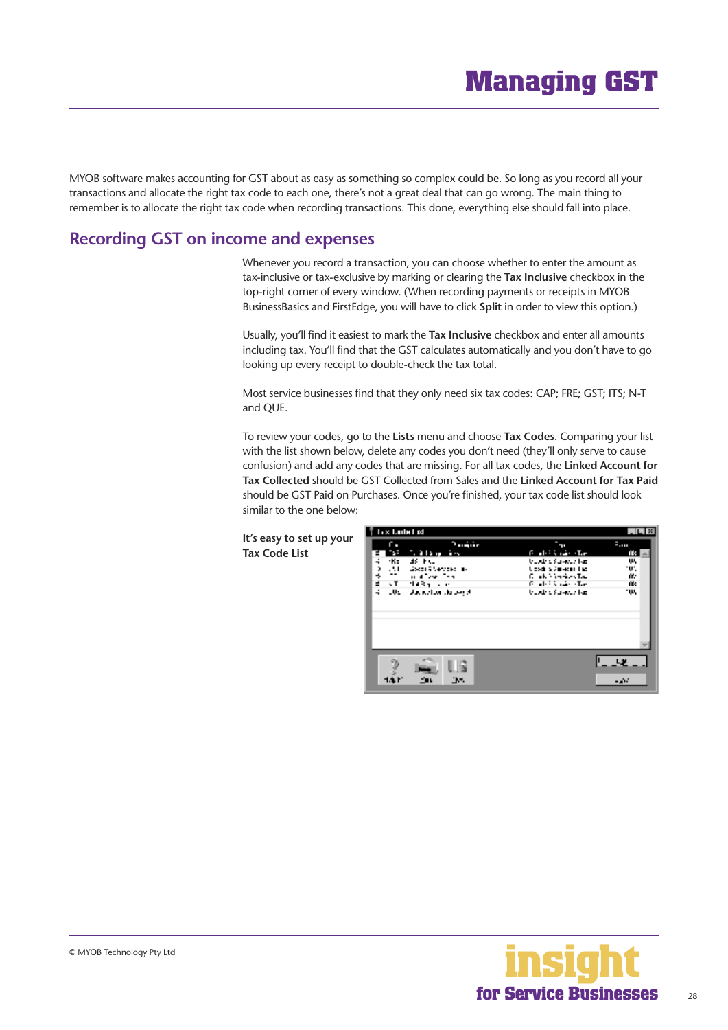# Managing GST

MYOB software makes accounting for GST about as easy as something so complex could be. So long as you record all your transactions and allocate the right tax code to each one, there's not a great deal that can go wrong. The main thing to remember is to allocate the right tax code when recording transactions. This done, everything else should fall into place.

## Recording GST on income and expenses

Whenever you record a transaction, you can choose whether to enter the amount as tax-inclusive or tax-exclusive by marking or clearing the **Tax Inclusive** checkbox in the top-right corner of every window. (When recording payments or receipts in MYOB BusinessBasics and FirstEdge, you will have to click **Split** in order to view this option.)

Usually, you'll find it easiest to mark the **Tax Inclusive** checkbox and enter all amounts including tax. You'll find that the GST calculates automatically and you don't have to go looking up every receipt to double-check the tax total.

Most service businesses find that they only need six tax codes: CAP; FRE; GST; ITS; N-T and QUE.

To review your codes, go to the **Lists** menu and choose **Tax Codes**. Comparing your list with the list shown below, delete any codes you don't need (they'll only serve to cause confusion) and add any codes that are missing. For all tax codes, the **Linked Account for Tax Collected** should be GST Collected from Sales and the **Linked Account for Tax Paid** should be GST Paid on Purchases. Once you're finished, your tax code list should look similar to the one below:

**It's easy to set up your Tax Code List**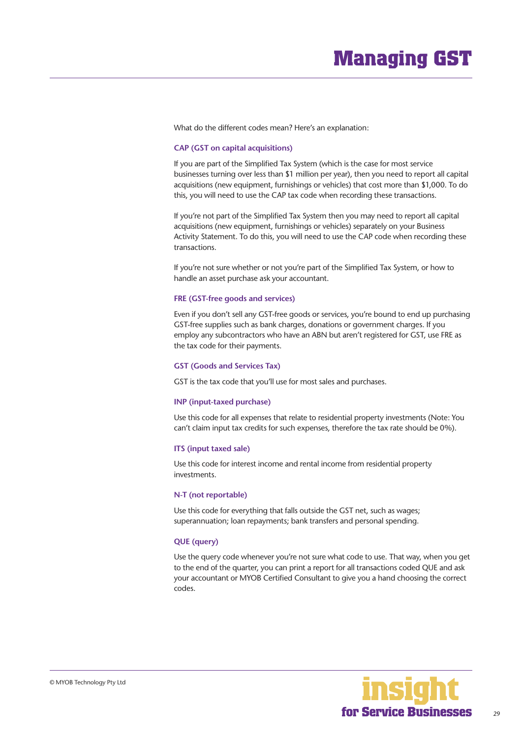# Managing GST

What do the different codes mean? Here's an explanation:

### CAP (GST on capital acquisitions)

If you are part of the Simplified Tax System (which is the case for most service businesses turning over less than $1 million per year), then you need to report all capital acquisitions (new equipment, furnishings or vehicles) that cost more than $1,000. To do this, you will need to use the CAP tax code when recording these transactions.

If you're not part of the Simplified Tax System then you may need to report all capital acquisitions (new equipment, furnishings or vehicles) separately on your Business Activity Statement. To do this, you will need to use the CAP code when recording these transactions.

If you're not sure whether or not you're part of the Simplified Tax System, or how to handle an asset purchase ask your accountant.

### FRE (GST-free goods and services)

Even if you don't sell any GST-free goods or services, you're bound to end up purchasing GST-free supplies such as bank charges, donations or government charges. If you employ any subcontractors who have an ABN but aren't registered for GST, use FRE as the tax code for their payments.

### GST (Goods and Services Tax)

GST is the tax code that you'll use for most sales and purchases.

### INP (input-taxed purchase)

Use this code for all expenses that relate to residential property investments (Note: You can't claim input tax credits for such expenses, therefore the tax rate should be 0%).

### ITS (input taxed sale)

Use this code for interest income and rental income from residential property investments.

### N-T (not reportable)

Use this code for everything that falls outside the GST net, such as wages; superannuation; loan repayments; bank transfers and personal spending.

### QUE (query)

Use the query code whenever you're not sure what code to use. That way, when you get to the end of the quarter, you can print a report for all transactions coded QUE and ask your accountant or MYOB Certified Consultant to give you a hand choosing the correct codes.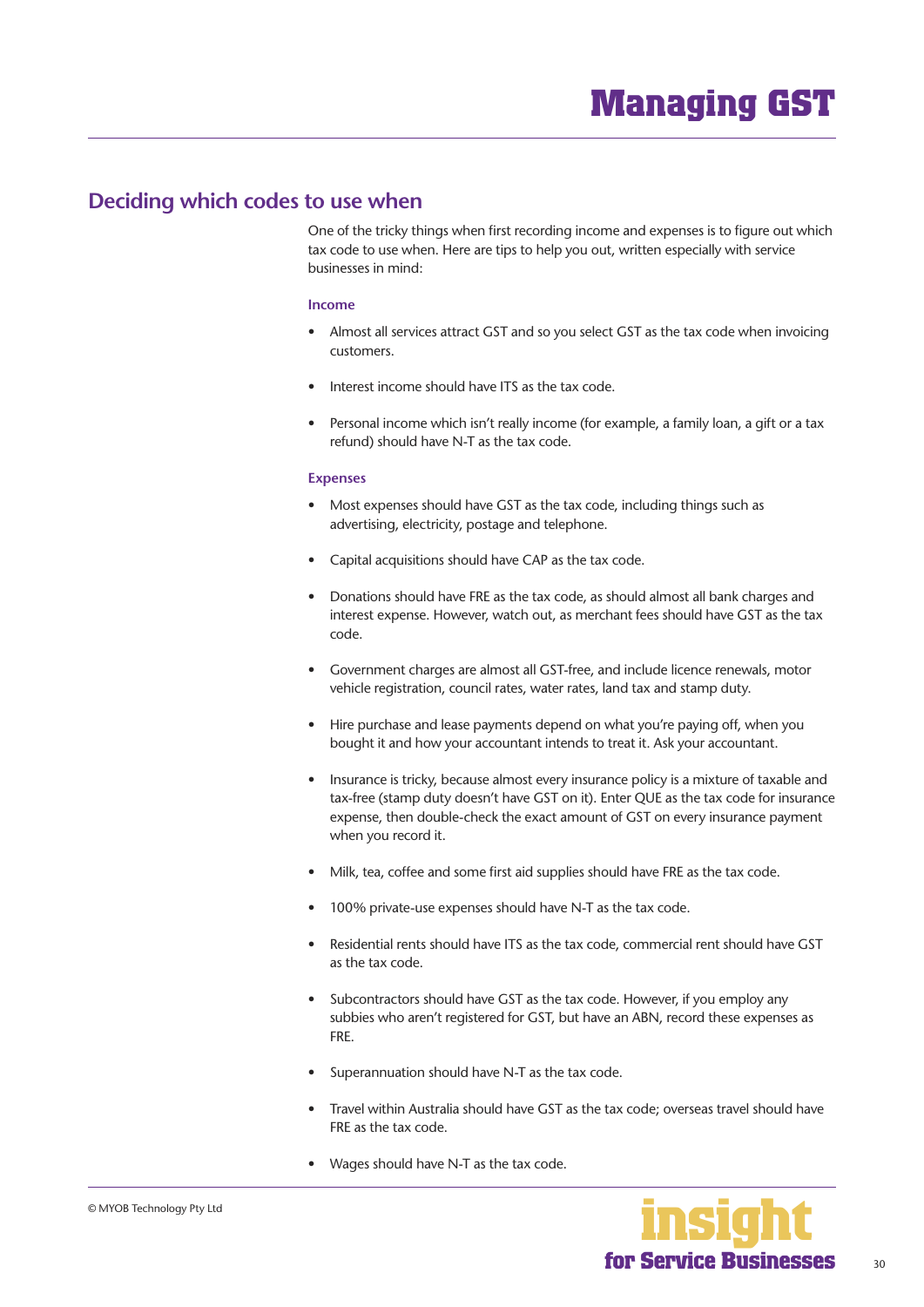# Managing GST

## Deciding which codes to use when

One of the tricky things when first recording income and expenses is to figure out which tax code to use when. Here are tips to help you out, written especially with service businesses in mind:

### Income

- Almost all services attract GST and so you select GST as the tax code when invoicing customers.
- Interest income should have ITS as the tax code.
- Personal income which isn't really income (for example, a family loan, a gift or a tax refund) should have N-T as the tax code.

### Expenses

- Most expenses should have GST as the tax code, including things such as advertising, electricity, postage and telephone.
- Capital acquisitions should have CAP as the tax code.
- Donations should have FRE as the tax code, as should almost all bank charges and interest expense. However, watch out, as merchant fees should have GST as the tax code.
- Government charges are almost all GST-free, and include licence renewals, motor vehicle registration, council rates, water rates, land tax and stamp duty.
- Hire purchase and lease payments depend on what you're paying off, when you bought it and how your accountant intends to treat it. Ask your accountant.
- Insurance is tricky, because almost every insurance policy is a mixture of taxable and tax-free (stamp duty doesn't have GST on it). Enter QUE as the tax code for insurance expense, then double-check the exact amount of GST on every insurance payment when you record it.
- Milk, tea, coffee and some first aid supplies should have FRE as the tax code.
- 100% private-use expenses should have N-T as the tax code.
- Residential rents should have ITS as the tax code, commercial rent should have GST as the tax code.
- Subcontractors should have GST as the tax code. However, if you employ any subbies who aren't registered for GST, but have an ABN, record these expenses as FRE.
- Superannuation should have N-T as the tax code.
- Travel within Australia should have GST as the tax code; overseas travel should have FRE as the tax code.
- Wages should have N-T as the tax code.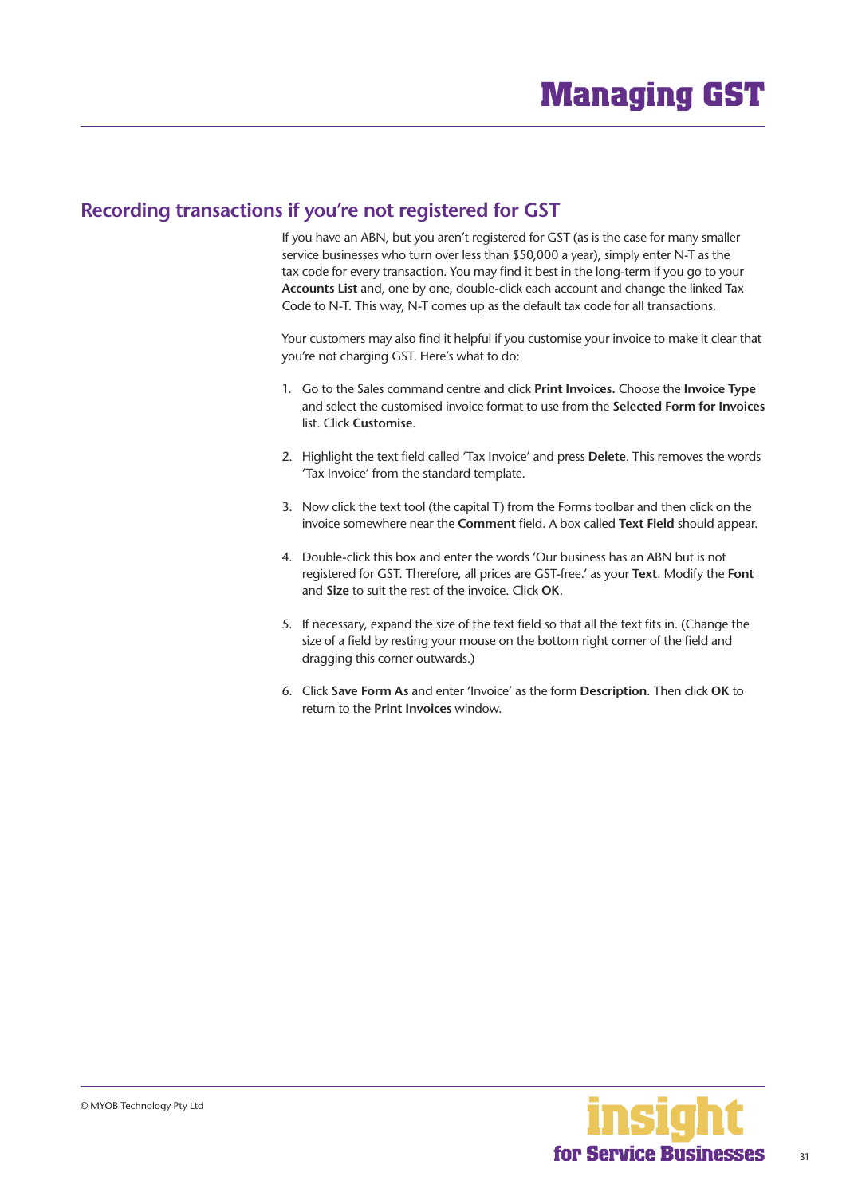## Recording transactions if you're not registered for GST

If you have an ABN, but you aren't registered for GST (as is the case for many smaller service businesses who turn over less than $50,000 a year), simply enter N-T as the tax code for every transaction. You may find it best in the long-term if you go to your **Accounts List** and, one by one, double-click each account and change the linked Tax Code to N-T. This way, N-T comes up as the default tax code for all transactions.

Your customers may also find it helpful if you customise your invoice to make it clear that you're not charging GST. Here's what to do:

1. Go to the Sales command centre and click **Print Invoices.** Choose the **Invoice Type** and select the customised invoice format to use from the **Selected Form for Invoices** list. Click **Customise**.
2. Highlight the text field called 'Tax Invoice' and press **Delete**. This removes the words 'Tax Invoice' from the standard template.
3. Now click the text tool (the capital T) from the Forms toolbar and then click on the invoice somewhere near the **Comment** field. A box called **Text Field** should appear.
4. Double-click this box and enter the words 'Our business has an ABN but is not registered for GST. Therefore, all prices are GST-free.' as your **Text**. Modify the **Font** and **Size** to suit the rest of the invoice. Click **OK**.
5. If necessary, expand the size of the text field so that all the text fits in. (Change the size of a field by resting your mouse on the bottom right corner of the field and dragging this corner outwards.)
6. Click **Save Form As** and enter 'Invoice' as the form **Description**. Then click **OK** to return to the **Print Invoices** window.